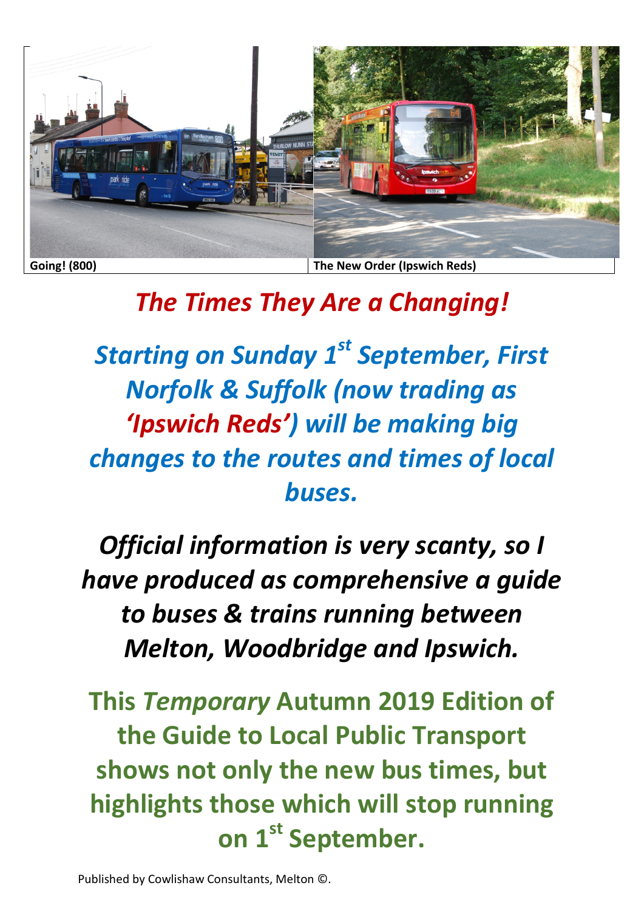Going! (800)

The New Order (Ipswich Reds)

# *The Times They Are a Changing!*

## *Starting on Sunday 1st September, First Norfolk & Suffolk (now trading as 'Ipswich Reds') will be making big changes to the routes and times of local buses.*

## *Official information is very scanty, so I have produced as comprehensive a guide to buses & trains running between Melton, Woodbridge and Ipswich.*

## This *Temporary* Autumn 2019 Edition of the Guide to Local Public Transport shows not only the new bus times, but highlights those which will stop running on 1st September.

Published by Cowlishaw Consultants, Melton ©.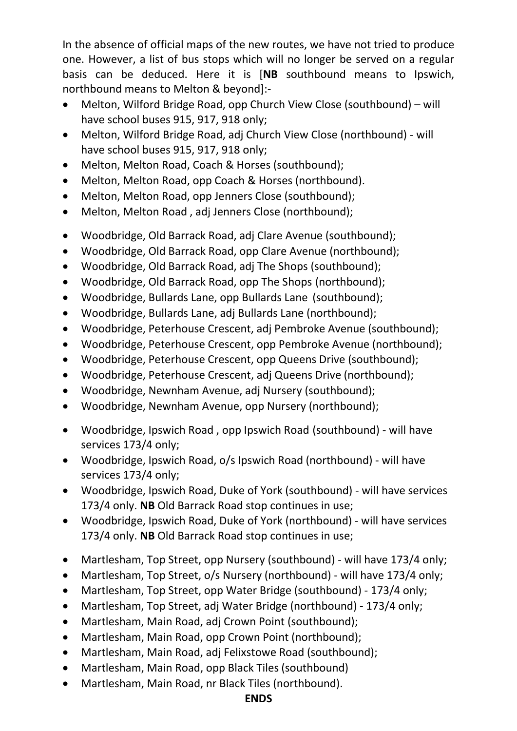In the absence of official maps of the new routes, we have not tried to produce one. However, a list of bus stops which will no longer be served on a regular basis can be deduced. Here it is [**NB** southbound means to Ipswich, northbound means to Melton & beyond]:-

- Melton, Wilford Bridge Road, opp Church View Close (southbound) – will have school buses 915, 917, 918 only;
- Melton, Wilford Bridge Road, adj Church View Close (northbound) - will have school buses 915, 917, 918 only;
- Melton, Melton Road, Coach & Horses (southbound);
- Melton, Melton Road, opp Coach & Horses (northbound).
- Melton, Melton Road, opp Jenners Close (southbound);
- Melton, Melton Road , adj Jenners Close (northbound);

- Woodbridge, Old Barrack Road, adj Clare Avenue (southbound);
- Woodbridge, Old Barrack Road, opp Clare Avenue (northbound);
- Woodbridge, Old Barrack Road, adj The Shops (southbound);
- Woodbridge, Old Barrack Road, opp The Shops (northbound);
- Woodbridge, Bullards Lane, opp Bullards Lane (southbound);
- Woodbridge, Bullards Lane, adj Bullards Lane (northbound);
- Woodbridge, Peterhouse Crescent, adj Pembroke Avenue (southbound);
- Woodbridge, Peterhouse Crescent, opp Pembroke Avenue (northbound);
- Woodbridge, Peterhouse Crescent, opp Queens Drive (southbound);
- Woodbridge, Peterhouse Crescent, adj Queens Drive (northbound);
- Woodbridge, Newnham Avenue, adj Nursery (southbound);
- Woodbridge, Newnham Avenue, opp Nursery (northbound);

- Woodbridge, Ipswich Road , opp Ipswich Road (southbound) - will have services 173/4 only;
- Woodbridge, Ipswich Road, o/s Ipswich Road (northbound) - will have services 173/4 only;
- Woodbridge, Ipswich Road, Duke of York (southbound) - will have services 173/4 only. **NB** Old Barrack Road stop continues in use;
- Woodbridge, Ipswich Road, Duke of York (northbound) - will have services 173/4 only. **NB** Old Barrack Road stop continues in use;

- Martlesham, Top Street, opp Nursery (southbound) - will have 173/4 only;
- Martlesham, Top Street, o/s Nursery (northbound) - will have 173/4 only;
- Martlesham, Top Street, opp Water Bridge (southbound) - 173/4 only;
- Martlesham, Top Street, adj Water Bridge (northbound) - 173/4 only;
- Martlesham, Main Road, adj Crown Point (southbound);
- Martlesham, Main Road, opp Crown Point (northbound);
- Martlesham, Main Road, adj Felixstowe Road (southbound);
- Martlesham, Main Road, opp Black Tiles (southbound)
- Martlesham, Main Road, nr Black Tiles (northbound).

**ENDS**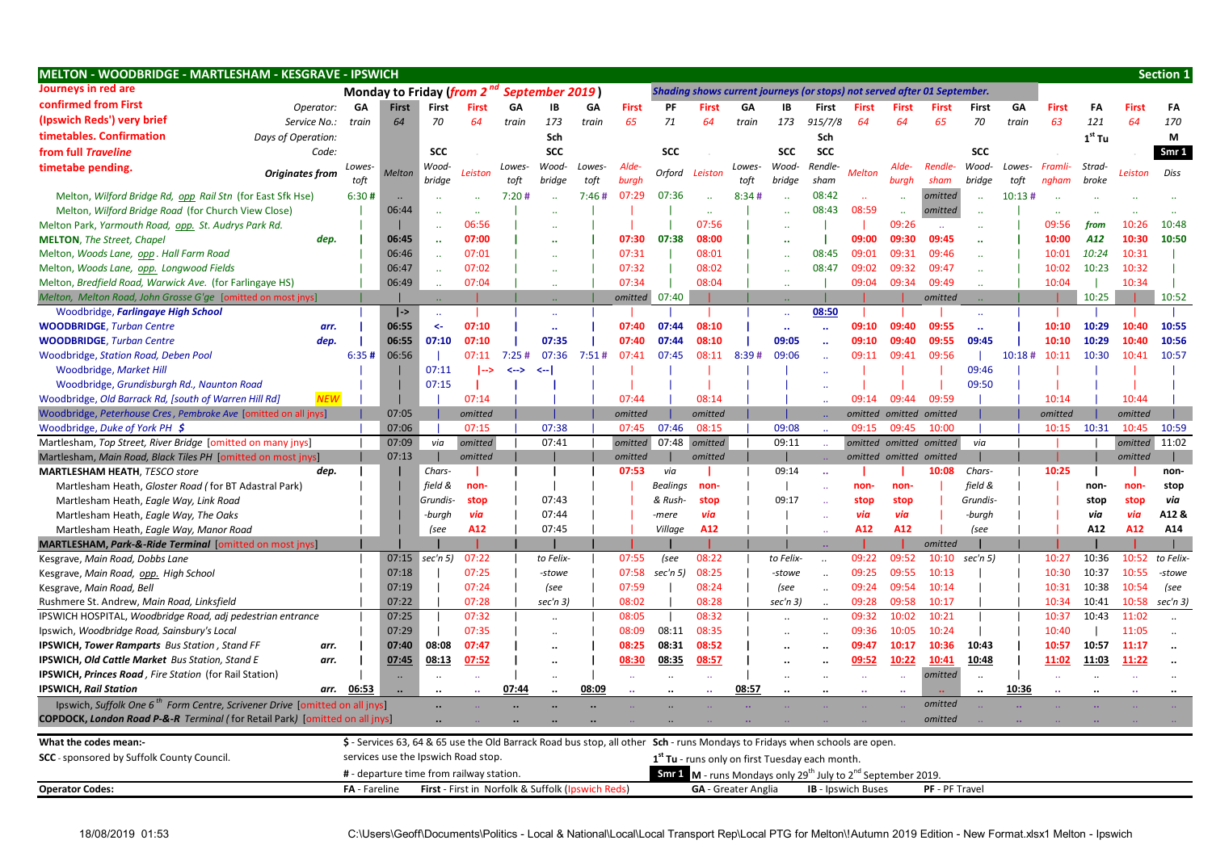## MELTON - WOODBRIDGE - MARTLESHAM - KESGRAVE - IPSWICH

**Section 1**

Journeys in red are confirmed from First (Ipswich Reds') very brief timetables. Confirmation from full *Traveline* timetable pending.

**Monday to Friday (*from 2nd September 2019*)**

*Shading shows current journeys (or stops) not served after 01 September.*

| Operator: | GA | First | First | First | GA | IB | GA | First | PF | First | GA | IB | First | First | First | First | First | GA | First | FA | First | FA |
|---|---|---|---|---|---|---|---|---|---|---|---|---|---|---|---|---|---|---|---|---|---|---|
| Service No.: | train | 64 | 70 | 64 | train | 173 | train | 65 | 71 | 64 | train | 173 | 915/7/8 | 64 | 64 | 65 | 70 | train | 63 | 121 | 64 | 170 |
| Days of Operation: | | | | | | Sch | | | | | | | Sch | | | | | | | 1st Tu | | M |
| Code: | | | SCC | | | SCC | | | SCC | | | SCC | SCC | | | | SCC | | | | | Smr 1 |
| **Originates from** | Lowestoft | Melton | Woodbridge | Leiston | Lowestoft | Woodbridge | Lowestoft | Aldeburgh | Orford | Leiston | Lowestoft | Woodbridge | Rendlesham | Melton | Aldeburgh | Rendlesham | Woodbridge | Lowestoft | Framlingham | Stradbroke | Leiston | Diss |
| Melton, *Wilford Bridge Rd*, opp Rail Stn (for East Sfk Hse) | 6:30 # | .. | .. | .. | 7:20 # | .. | 7:46 # | 07:29 | 07:36 | .. | 8:34 # | .. | 08:42 | .. | .. | omitted | .. | 10:13 # | .. | .. | .. | .. |
| Melton, *Wilford Bridge Road* (for Church View Close) | | 06:44 | .. | .. | | .. | | | | .. | | .. | 08:43 | 08:59 | .. | omitted | .. | | .. | .. | .. | .. |
| Melton Park, *Yarmouth Road*, opp. St. Audrys Park Rd. | | | .. | 06:56 | | .. | | | | 07:56 | | .. | | | 09:26 | .. | .. | | 09:56 | from | 10:26 | 10:48 |
| **MELTON**, *The Street, Chapel* **dep.** | | 06:45 | .. | 07:00 | | .. | | 07:30 | 07:38 | 08:00 | | .. | | 09:00 | 09:30 | 09:45 | .. | | 10:00 | A12 | 10:30 | 10:50 |
| Melton, *Woods Lane*, opp. Hall Farm Road | | 06:46 | .. | 07:01 | | .. | | 07:31 | | 08:01 | | .. | 08:45 | 09:01 | 09:31 | 09:46 | .. | | 10:01 | 10:24 | 10:31 | |
| Melton, *Woods Lane*, opp. Longwood Fields | | 06:47 | .. | 07:02 | | .. | | 07:32 | | 08:02 | | .. | 08:47 | 09:02 | 09:32 | 09:47 | .. | | 10:02 | 10:23 | 10:32 | |
| Melton, *Bredfield Road, Warwick Ave.* (for Farlingaye HS) | | 06:49 | .. | 07:04 | | .. | | 07:34 | | 08:04 | | .. | | 09:04 | 09:34 | 09:49 | .. | | 10:04 | | 10:34 | |
| *Melton, Melton Road, John Grosse G'ge* [omitted on most jnys] | | | .. | | | .. | | omitted | 07:40 | | | .. | | | | omitted | .. | | | 10:25 | | 10:52 |
| Woodbridge, ***Farlingaye High School*** | | \|-> | .. | | | .. | | | | | | .. | 08:50 | | | | .. | | | | | |
| **WOODBRIDGE**, *Turban Centre* **arr.** | | 06:55 | <- | 07:10 | | .. | | 07:40 | 07:44 | 08:10 | | .. | .. | 09:10 | 09:40 | 09:55 | .. | | 10:10 | 10:29 | 10:40 | 10:55 |
| **WOODBRIDGE**, *Turban Centre* **dep.** | | 06:55 | 07:10 | 07:10 | | 07:35 | | 07:40 | 07:44 | 08:10 | | 09:05 | .. | 09:10 | 09:40 | 09:55 | 09:45 | | 10:10 | 10:29 | 10:40 | 10:56 |
| Woodbridge, *Station Road, Deben Pool* | 6:35 # | 06:56 | | 07:11 | 7:25 # | 07:36 | 7:51 # | 07:41 | 07:45 | 08:11 | 8:39 # | 09:06 | .. | 09:11 | 09:41 | 09:56 | | 10:18 # | 10:11 | 10:30 | 10:41 | 10:57 |
| Woodbridge, *Market Hill* | | | 07:11 | \|--> | <--> | <--\| | | | | | | | .. | | | | 09:46 | | | | | |
| Woodbridge, *Grundisburgh Rd., Naunton Road* | | | 07:15 | | | | | | | | | | .. | | | | 09:50 | | | | | |
| Woodbridge, *Old Barrack Rd, [south of Warren Hill Rd]* NEW | | | | 07:14 | | | | 07:44 | | 08:14 | | | .. | 09:14 | 09:44 | 09:59 | | | 10:14 | | 10:44 | |
| *Woodbridge, Peterhouse Cres, Pembroke Ave* [omitted on all jnys] | | 07:05 | | omitted | | | | omitted | | omitted | | | .. | omitted | omitted | omitted | | | omitted | | omitted | |
| Woodbridge, *Duke of York PH* $ | | 07:06 | | 07:15 | | 07:38 | | 07:45 | 07:46 | 08:15 | | 09:08 | .. | 09:15 | 09:45 | 10:00 | | | 10:15 | 10:31 | 10:45 | 10:59 |
| Martlesham, *Top Street, River Bridge* [omitted on many jnys] | | 07:09 | via | omitted | | 07:41 | | omitted | 07:48 | omitted | | 09:11 | .. | omitted | omitted | omitted | via | | | | omitted | 11:02 |
| Martlesham, *Main Road, Black Tiles PH* [omitted on most jnys] | | 07:13 | | omitted | | | | omitted | | omitted | | | .. | omitted | omitted | omitted | | | | | omitted | |
| **MARTLESHAM HEATH**, *TESCO store* **dep.** | | | Chars- | | | | | 07:53 | via | | | 09:14 | .. | | | 10:08 | Chars- | | 10:25 | | | non- |
| Martlesham Heath, *Gloster Road* (for BT Adastral Park) | | | field & | non- | | | | | Bealings | non- | | | .. | non- | non- | | field & | | | non- | non- | stop |
| Martlesham Heath, *Eagle Way, Link Road* | | | Grundis- | stop | | 07:43 | | | & Rush- | stop | | 09:17 | .. | stop | stop | | Grundis- | | | stop | stop | via |
| Martlesham Heath, *Eagle Way, The Oaks* | | | -burgh | via | | 07:44 | | | -mere | via | | | .. | via | via | | -burgh | | | via | via | A12 & |
| Martlesham Heath, *Eagle Way, Manor Road* | | | (see | A12 | | 07:45 | | | Village | A12 | | | .. | A12 | A12 | | (see | | | A12 | A12 | A14 |
| **MARTLESHAM, *Park-&-Ride Terminal*** [omitted on most jnys] | | | | | | | | | | | | | .. | | | omitted | | | | | | |
| Kesgrave, *Main Road, Dobbs Lane* | | 07:15 | sec'n 5) | 07:22 | | to Felix- | | 07:55 | (see | 08:22 | | to Felix- | .. | 09:22 | 09:52 | 10:10 | sec'n 5) | | 10:27 | 10:36 | 10:52 | to Felix- |
| Kesgrave, *Main Road*, opp. High School | | 07:18 | | 07:25 | | -stowe | | 07:58 | sec'n 5) | 08:25 | | -stowe | .. | 09:25 | 09:55 | 10:13 | | | 10:30 | 10:37 | 10:55 | -stowe |
| Kesgrave, *Main Road, Bell* | | 07:19 | | 07:24 | | (see | | 07:59 | | 08:24 | | (see | .. | 09:24 | 09:54 | 10:14 | | | 10:31 | 10:38 | 10:54 | (see |
| Rushmere St. Andrew, *Main Road, Linksfield* | | 07:22 | | 07:28 | | sec'n 3) | | 08:02 | | 08:28 | | sec'n 3) | .. | 09:28 | 09:58 | 10:17 | | | 10:34 | 10:41 | 10:58 | sec'n 3) |
| IPSWICH HOSPITAL, *Woodbridge Road, adj pedestrian entrance* | | 07:25 | | 07:32 | | .. | | 08:05 | | 08:32 | | .. | .. | 09:32 | 10:02 | 10:21 | | | 10:37 | 10:43 | 11:02 | .. |
| Ipswich, *Woodbridge Road, Sainsbury's Local* | | 07:29 | | 07:35 | | .. | | 08:09 | 08:11 | 08:35 | | .. | .. | 09:36 | 10:05 | 10:24 | | | 10:40 | | 11:05 | .. |
| **IPSWICH, *Tower Ramparts*** *Bus Station, Stand FF* **arr.** | | 07:40 | 08:08 | 07:47 | | .. | | 08:25 | 08:31 | 08:52 | | .. | .. | 09:47 | 10:17 | 10:36 | 10:43 | | 10:57 | 10:57 | 11:17 | .. |
| **IPSWICH, *Old Cattle Market*** *Bus Station, Stand E* **arr.** | | 07:45 | 08:13 | 07:52 | | .. | | 08:30 | 08:35 | 08:57 | | .. | .. | 09:52 | 10:22 | 10:41 | 10:48 | | 11:02 | 11:03 | 11:22 | .. |
| **IPSWICH, *Princes Road***, Fire Station (for Rail Station) | | .. | .. | .. | | .. | | .. | .. | .. | | .. | .. | .. | .. | omitted | .. | | .. | .. | .. | .. |
| **IPSWICH, *Rail Station*** **arr.** | 06:53 | .. | .. | .. | 07:44 | .. | 08:09 | .. | .. | .. | 08:57 | .. | .. | .. | .. | .. | .. | 10:36 | .. | .. | .. | .. |
| *Ipswich, Suffolk One 6th Form Centre, Scrivener Drive* [omitted on all jnys] | | .. | .. | .. | .. | .. | .. | .. | .. | .. | .. | .. | .. | .. | .. | omitted | .. | .. | .. | .. | .. | .. |
| **COPDOCK, *London Road P-&-R Terminal*** (for Retail Park) [omitted on all jnys] | | .. | .. | .. | .. | .. | .. | .. | .. | .. | .. | .. | .. | .. | .. | omitted | .. | .. | .. | .. | .. | .. |

**What the codes mean:-**

**SCC** - sponsored by Suffolk County Council.

**$** - Services 63, 64 & 65 use the Old Barrack Road bus stop, all other services use the Ipswich Road stop.

**#** - departure time from railway station.

**Sch** - runs Mondays to Fridays when schools are open.

**1st Tu** - runs only on first Tuesday each month.

**Smr 1** **M** - runs Mondays only 29th July to 2nd September 2019.

**Operator Codes:** **FA** - Fareline **First** - First in Norfolk & Suffolk (Ipswich Reds) **GA** - Greater Anglia **IB** - Ipswich Buses **PF** - PF Travel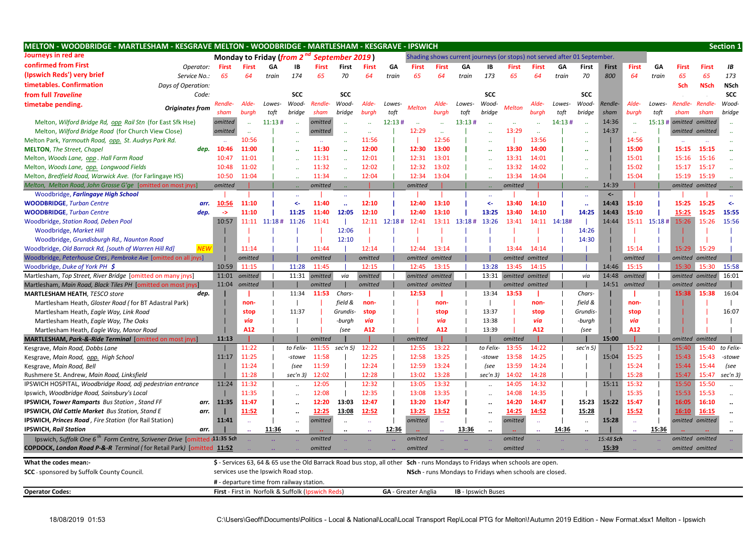## MELTON - WOODBRIDGE - MARTLESHAM - KESGRAVE MELTON - WOODBRIDGE - MARTLESHAM - KESGRAVE - IPSWICH

**Section 1**

Journeys in red are confirmed from First (Ipswich Reds') very brief timetables. Confirmation from full *Traveline* timetable pending.

**Monday to Friday (*from 2nd September 2019*)**

Shading shows current journeys (or stops) not served after 01 September.

| Operator: | First | First | GA | IB | First | First | First | GA | First | First | GA | IB | First | First | GA | First | First | First | GA | First | First | IB |
|---|---|---|---|---|---|---|---|---|---|---|---|---|---|---|---|---|---|---|---|---|---|---|
| Service No.: | 65 | 64 | train | 174 | 65 | 70 | 64 | train | 65 | 64 | train | 173 | 65 | 64 | train | 70 | 800 | 64 | train | 65 | 65 | 173 |
| Days of Operation: | | | | | | | | | | | | | | | | | | | | Sch | NSch | NSch |
| Code: | | | | SCC | | SCC | | | | | | SCC | | | | SCC | | | | | | SCC |
| Originates from | Rendlesham | Aldeburgh | Lowestoft | Woodbridge | Rendlesham | Woodbridge | Aldeburgh | Lowestoft | Melton | Aldeburgh | Lowestoft | Woodbridge | Melton | Aldeburgh | Lowestoft | Woodbridge | Rendlesham | Aldeburgh | Lowestoft | Rendlesham | Rendlesham | Woodbridge |
| Melton, *Wilford Bridge Rd*, opp Rail Stn (for East Sfk Hse) | omitted | .. | 11:13 # | .. | omitted | .. | .. | 12:13 # | .. | .. | 13:13 # | .. | .. | .. | 14:13 # | .. | 14:36 | .. | 15:13 # | omitted | omitted | .. |
| Melton, *Wilford Bridge Road* (for Church View Close) | omitted | .. | \| | .. | omitted | .. | .. | \| | 12:29 | .. | \| | .. | 13:29 | .. | \| | .. | 14:37 | .. | \| | omitted | omitted | .. |
| Melton Park, *Yarmouth Road*, opp. St. Audrys Park Rd. | .. | 10:56 | \| | .. | .. | .. | 11:56 | \| | \| | 12:56 | \| | .. | \| | 13:56 | \| | .. | \| | 14:56 | \| | .. | .. | .. |
| **MELTON**, *The Street, Chapel* **dep.** | **10:46** | **11:00** | \| | .. | **11:30** | .. | **12:00** | \| | **12:30** | **13:00** | \| | .. | **13:30** | **14:00** | \| | .. | \| | **15:00** | \| | **15:15** | **15:15** | .. |
| Melton, *Woods Lane*, opp. Hall Farm Road | 10:47 | 11:01 | \| | .. | 11:31 | .. | 12:01 | \| | 12:31 | 13:01 | \| | .. | 13:31 | 14:01 | \| | .. | \| | 15:01 | \| | 15:16 | 15:16 | .. |
| Melton, *Woods Lane*, opp. Longwood Fields | 10:48 | 11:02 | \| | .. | 11:32 | .. | 12:02 | \| | 12:32 | 13:02 | \| | .. | 13:32 | 14:02 | \| | .. | \| | 15:02 | \| | 15:17 | 15:17 | .. |
| Melton, *Bredfield Road, Warwick Ave.* (for Farlingaye HS) | 10:50 | 11:04 | \| | .. | 11:34 | .. | 12:04 | \| | 12:34 | 13:04 | \| | .. | 13:34 | 14:04 | \| | .. | \| | 15:04 | \| | 15:19 | 15:19 | .. |
| Melton, *Melton Road, John Grosse G'ge* [omitted on most jnys] | omitted | \| | \| | .. | omitted | .. | \| | \| | omitted | \| | \| | .. | omitted | \| | \| | .. | 14:39 | \| | \| | omitted | omitted | .. |
| Woodbridge, ***Farlingaye High School*** | \| | \| | \| | .. | \| | .. | \| | \| | \| | \| | \| | .. | \| | \| | \| | .. | <- | \| | \| | \| | \| | .. |
| **WOODBRIDGE**, *Turban Centre* **arr.** | **10:56** | **11:10** | \| | **<-** | **11:40** | .. | **12:10** | \| | **12:40** | **13:10** | \| | **<-** | **13:40** | **14:10** | \| | .. | **14:43** | **15:10** | \| | **15:25** | **15:25** | **<-** |
| **WOODBRIDGE**, *Turban Centre* **dep.** | **->** | **11:10** | \| | **11:25** | **11:40** | **12:05** | **12:10** | \| | **12:40** | **13:10** | \| | **13:25** | **13:40** | **14:10** | \| | **14:25** | **14:43** | **15:10** | \| | **15:25** | **15:25** | **15:55** |
| Woodbridge, *Station Road, Deben Pool* | 10:57 | 11:11 | 11:18 # | 11:26 | 11:41 | \| | 12:11 | 12:18 # | 12:41 | 13:11 | 13:18 # | 13:26 | 13:41 | 14:11 | 14:18# | \| | 14:44 | 15:11 | 15:18 # | 15:26 | 15:26 | 15:56 |
| Woodbridge, *Market Hill* | \| | \| | \| | \| | \| | 12:06 | \| | \| | \| | \| | \| | \| | \| | \| | \| | 14:26 | \| | \| | \| | \| | \| | \| |
| Woodbridge, *Grundisburgh Rd., Naunton Road* | \| | \| | \| | \| | \| | 12:10 | \| | \| | \| | \| | \| | \| | \| | \| | \| | 14:30 | \| | \| | \| | \| | \| | \| |
| Woodbridge, *Old Barrack Rd, [south of Warren Hill Rd]* NEW | \| | 11:14 | \| | \| | 11:44 | \| | 12:14 | \| | 12:44 | 13:14 | \| | \| | 13:44 | 14:14 | \| | \| | \| | 15:14 | \| | 15:29 | 15:29 | \| |
| Woodbridge, *Peterhouse Cres, Pembroke Ave* [omitted on all jnys] | \| | omitted | \| | \| | omitted | \| | omitted | \| | omitted | omitted | \| | \| | omitted | omitted | \| | \| | \| | omitted | \| | omitted | omitted | \| |
| Woodbridge, *Duke of York PH* $ | 10:59 | 11:15 | \| | 11:28 | 11:45 | \| | 12:15 | \| | 12:45 | 13:15 | \| | 13:28 | 13:45 | 14:15 | \| | \| | 14:46 | 15:15 | \| | 15:30 | 15:30 | 15:58 |
| Martlesham, *Top Street, River Bridge* [omitted on many jnys] | 11:01 | omitted | \| | 11:31 | omitted | via | omitted | \| | omitted | omitted | \| | 13:31 | omitted | omitted | \| | via | 14:48 | omitted | \| | omitted | omitted | 16:01 |
| Martlesham, *Main Road, Black Tiles PH* [omitted on most jnys] | 11:04 | omitted | \| | \| | omitted | \| | omitted | \| | omitted | omitted | \| | \| | omitted | omitted | \| | \| | 14:51 | omitted | \| | omitted | omitted | \| |
| **MARTLESHAM HEATH**, *TESCO store* **dep.** | \| | \| | \| | 11:34 | **11:53** | Chars- | \| | \| | **12:53** | \| | \| | 13:34 | **13:53** | \| | \| | Chars- | \| | \| | \| | **15:38** | **15:38** | 16:04 |
| Martlesham Heath, *Gloster Road* (for BT Adastral Park) | \| | non- | \| | \| | \| | field & | non- | \| | \| | non- | \| | \| | \| | non- | \| | field & | \| | non- | \| | \| | \| | \| |
| Martlesham Heath, *Eagle Way, Link Road* | \| | stop | \| | 11:37 | \| | Grundis- | stop | \| | \| | stop | \| | 13:37 | \| | stop | \| | Grundis- | \| | stop | \| | \| | \| | 16:07 |
| Martlesham Heath, *Eagle Way, The Oaks* | \| | via | \| | \| | \| | -burgh | via | \| | \| | via | \| | 13:38 | \| | via | \| | -burgh | \| | via | \| | \| | \| | \| |
| Martlesham Heath, *Eagle Way, Manor Road* | \| | A12 | \| | \| | \| | (see | A12 | \| | \| | A12 | \| | 13:39 | \| | A12 | \| | (see | \| | A12 | \| | \| | \| | \| |
| **MARTLESHAM, *Park-&-Ride Terminal*** [omitted on most jnys] | **11:13** | \| | \| | \| | omitted | \| | \| | \| | omitted | \| | \| | \| | omitted | \| | \| | \| | **15:00** | \| | \| | omitted | omitted | \| |
| Kesgrave, *Main Road, Dobbs Lane* | \| | 11:22 | \| | to Felix- | 11:55 | sec'n 5) | 12:22 | \| | 12:55 | 13:22 | \| | to Felix- | 13:55 | 14:22 | \| | sec'n 5) | \| | 15:22 | \| | 15:40 | 15:40 | to Felix- |
| Kesgrave, *Main Road*, opp. *High School* | 11:17 | 11:25 | \| | -stowe | 11:58 | \| | 12:25 | \| | 12:58 | 13:25 | \| | -stowe | 13:58 | 14:25 | \| | \| | 15:04 | 15:25 | \| | 15:43 | 15:43 | -stowe |
| Kesgrave, *Main Road, Bell* | \| | 11:24 | \| | (see | 11:59 | \| | 12:24 | \| | 12:59 | 13:24 | \| | (see | 13:59 | 14:24 | \| | \| | \| | 15:24 | \| | 15:44 | 15:44 | (see |
| Rushmere St. Andrew, *Main Road, Linksfield* | \| | 11:28 | \| | sec'n 3) | 12:02 | \| | 12:28 | \| | 13:02 | 13:28 | \| | sec'n 3) | 14:02 | 14:28 | \| | \| | \| | 15:28 | \| | 15:47 | 15:47 | sec'n 3) |
| IPSWICH HOSPITAL, *Woodbridge Road*, adj pedestrian entrance | 11:24 | 11:32 | \| | .. | 12:05 | \| | 12:32 | \| | 13:05 | 13:32 | \| | .. | 14:05 | 14:32 | \| | \| | 15:11 | 15:32 | \| | 15:50 | 15:50 | .. |
| Ipswich, *Woodbridge Road, Sainsbury's Local* | \| | 11:35 | \| | .. | 12:08 | \| | 12:35 | \| | 13:08 | 13:35 | \| | .. | 14:08 | 14:35 | \| | \| | \| | 15:35 | \| | 15:53 | 15:53 | .. |
| **IPSWICH, *Tower Ramparts*** Bus Station, Stand FF **arr.** | **11:35** | **11:47** | \| | .. | **12:20** | **13:03** | **12:47** | \| | **13:20** | **13:47** | \| | .. | **14:20** | **14:47** | \| | **15:23** | **15:22** | **15:47** | \| | **16:05** | **16:10** | .. |
| **IPSWICH, *Old Cattle Market*** Bus Station, Stand E **arr.** | \| | **11:52** | \| | .. | **12:25** | **13:08** | **12:52** | \| | **13:25** | **13:52** | \| | .. | **14:25** | **14:52** | \| | **15:28** | \| | **15:52** | \| | **16:10** | **16:15** | .. |
| **IPSWICH, *Princes Road*** , Fire Station (for Rail Station) | **11:41** | .. | \| | .. | omitted | .. | .. | \| | omitted | .. | \| | .. | omitted | .. | \| | .. | **15:28** | .. | \| | omitted | omitted | .. |
| **IPSWICH, *Rail Station*** **arr.** | \| | .. | **11:36** | .. | .. | .. | .. | **12:36** | .. | .. | **13:36** | .. | .. | .. | **14:36** | .. | \| | .. | **15:36** | .. | .. | .. |
| Ipswich, *Suffolk One 6th Form Centre, Scrivener Drive* [omitted | 11:35 Sch | .. | .. | .. | omitted | .. | .. | .. | omitted | .. | .. | .. | omitted | .. | .. | .. | 15:48 Sch | .. | .. | omitted | omitted | .. |
| **COPDOCK, *London Road P-&-R Terminal*** (for Retail Park) [omitted | **11:52** | .. | .. | .. | omitted | .. | .. | .. | omitted | .. | .. | .. | omitted | .. | .. | .. | **15:39** | .. | .. | omitted | omitted | .. |

**What the codes mean:-**

**SCC** - sponsored by Suffolk County Council.

**$** - Services 63, 64 & 65 use the Old Barrack Road bus stop, all other services use the Ipswich Road stop.

**#** - departure time from railway station.

**Sch** - runs Mondays to Fridays when schools are open.

**NSch** - runs Mondays to Fridays when schools are closed.

**Operator Codes:** **First** - First in Norfolk & Suffolk (Ipswich Reds) **GA** - Greater Anglia **IB** - Ipswich Buses

18/08/2019 01:53 C:\Users\Geoff\Documents\Politics - Local & National\Local\Local Transport Rep\Local PTG for Melton\!Autumn 2019 Edition - New Format.xlsx1 Melton - Ipswich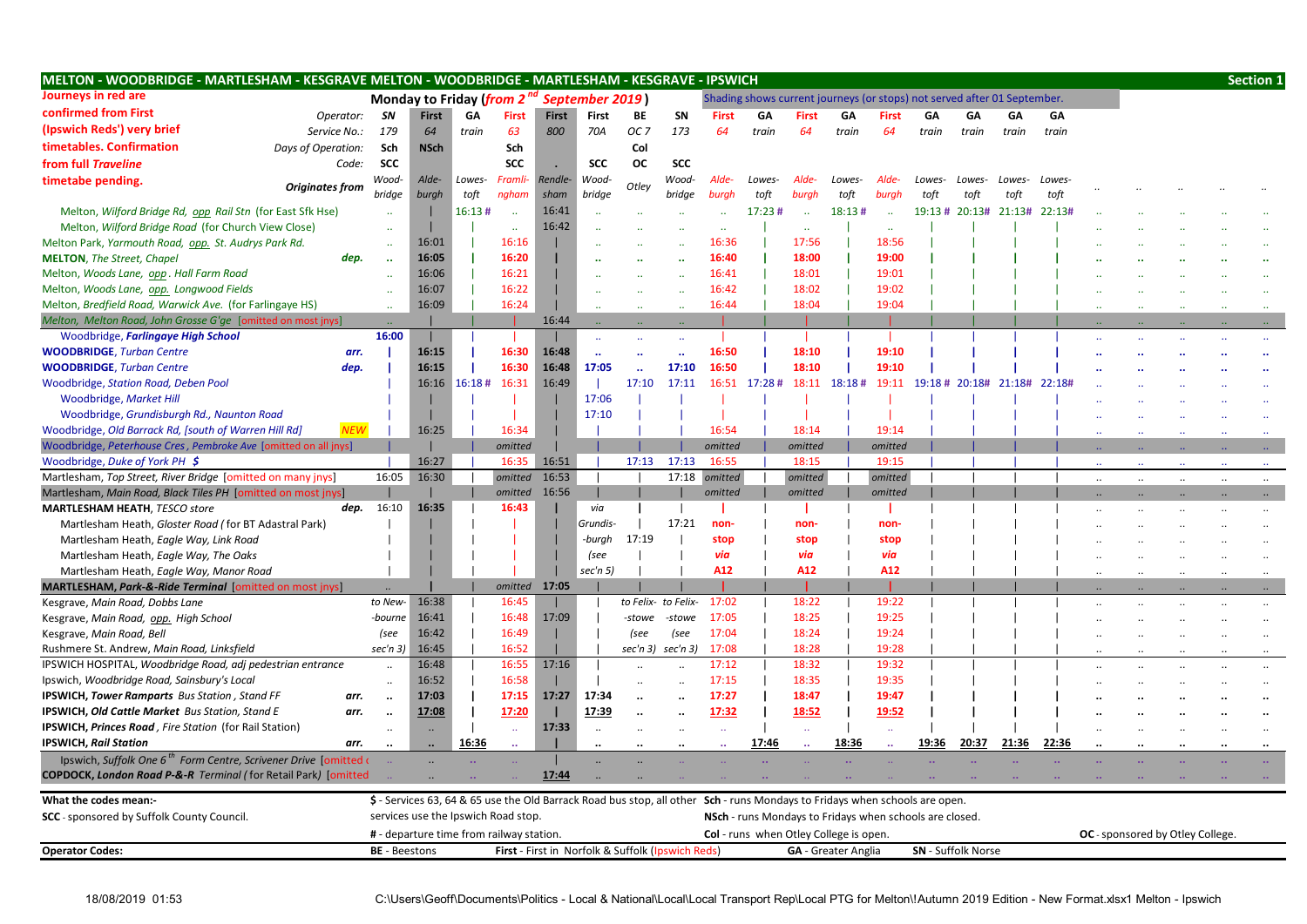# MELTON - WOODBRIDGE - MARTLESHAM - KESGRAVE MELTON - WOODBRIDGE - MARTLESHAM - KESGRAVE - IPSWICH

**Section 1**

Journeys in red are confirmed from First (Ipswich Reds') very brief timetables. Confirmation from full *Traveline* timetabe pending.

**Monday to Friday (*from 2nd September 2019*)**

Shading shows current journeys (or stops) not served after 01 September.

| | | | | | | | | | | | | | | | | | | | | | |
|---|---|---|---|---|---|---|---|---|---|---|---|---|---|---|---|---|---|---|---|---|---|
| *Operator:* | SN | First | GA | First | First | First | BE | SN | First | GA | First | GA | First | GA | GA | GA | GA | | | | | |
| *Service No.:* | 179 | 64 | train | 63 | 800 | 70A | OC 7 | 173 | 64 | train | 64 | train | 64 | train | train | train | train | | | | | |
| *Days of Operation:* | Sch | NSch | | Sch | | | Col | | | | | | | | | | | | | | | |
| *Code:* | SCC | | | SCC | . | SCC | OC | SCC | | | | | | | | | | | | | | |
| **Originates from** | Woodbridge | Aldeburgh | Lowestoft | Framlingham | Rendlesham | Woodbridge | Otley | Woodbridge | Aldeburgh | Lowestoft | Aldeburgh | Lowestoft | Aldeburgh | Lowestoft | Lowestoft | Lowestoft | Lowestoft | .. | .. | .. | .. | .. |
| Melton, *Wilford Bridge Rd, opp Rail Stn* (for East Sfk Hse) | .. | \| | 16:13 # | .. | 16:41 | .. | .. | .. | .. | 17:23 # | .. | 18:13 # | .. | 19:13 # | 20:13# | 21:13# | 22:13# | .. | .. | .. | .. | .. |
| Melton, *Wilford Bridge Road* (for Church View Close) | .. | \| | \| | .. | 16:42 | .. | .. | .. | .. | \| | .. | \| | .. | \| | \| | \| | \| | .. | .. | .. | .. | .. |
| Melton Park, *Yarmouth Road, opp. St. Audrys Park Rd.* | .. | 16:01 | \| | 16:16 | \| | .. | .. | .. | 16:36 | \| | 17:56 | \| | 18:56 | \| | \| | \| | \| | .. | .. | .. | .. | .. |
| **MELTON**, *The Street, Chapel* **dep.** | .. | **16:05** | \| | **16:20** | \| | .. | .. | .. | **16:40** | \| | **18:00** | \| | **19:00** | \| | \| | \| | \| | .. | .. | .. | .. | .. |
| Melton, *Woods Lane, opp. Hall Farm Road* | .. | 16:06 | \| | 16:21 | \| | .. | .. | .. | 16:41 | \| | 18:01 | \| | 19:01 | \| | \| | \| | \| | .. | .. | .. | .. | .. |
| Melton, *Woods Lane, opp. Longwood Fields* | .. | 16:07 | \| | 16:22 | \| | .. | .. | .. | 16:42 | \| | 18:02 | \| | 19:02 | \| | \| | \| | \| | .. | .. | .. | .. | .. |
| Melton, *Bredfield Road, Warwick Ave.* (for Farlingaye HS) | .. | 16:09 | \| | 16:24 | \| | .. | .. | .. | 16:44 | \| | 18:04 | \| | 19:04 | \| | \| | \| | \| | .. | .. | .. | .. | .. |
| *Melton, Melton Road, John Grosse G'ge* [omitted on most jnys] | .. | \| | \| | \| | 16:44 | .. | .. | .. | \| | \| | \| | \| | \| | \| | \| | \| | \| | .. | .. | .. | .. | .. |
| Woodbridge, **Farlingaye High School** | **16:00** | \| | \| | \| | \| | .. | .. | .. | \| | \| | \| | \| | \| | \| | \| | \| | \| | .. | .. | .. | .. | .. |
| **WOODBRIDGE**, *Turban Centre* **arr.** | \| | **16:15** | \| | **16:30** | **16:48** | .. | .. | .. | **16:50** | \| | **18:10** | \| | **19:10** | \| | \| | \| | \| | .. | .. | .. | .. | .. |
| **WOODBRIDGE**, *Turban Centre* **dep.** | \| | **16:15** | \| | **16:30** | **16:48** | **17:05** | .. | **17:10** | **16:50** | \| | **18:10** | \| | **19:10** | \| | \| | \| | \| | .. | .. | .. | .. | .. |
| Woodbridge, *Station Road, Deben Pool* | \| | 16:16 | 16:18 # | 16:31 | 16:49 | \| | 17:10 | 17:11 | 16:51 | 17:28 # | 18:11 | 18:18 # | 19:11 | 19:18 # | 20:18# | 21:18# | 22:18# | .. | .. | .. | .. | .. |
| Woodbridge, *Market Hill* | \| | \| | \| | \| | \| | 17:06 | \| | \| | \| | \| | \| | \| | \| | \| | \| | \| | \| | .. | .. | .. | .. | .. |
| Woodbridge, *Grundisburgh Rd., Naunton Road* | \| | \| | \| | \| | \| | 17:10 | \| | \| | \| | \| | \| | \| | \| | \| | \| | \| | \| | .. | .. | .. | .. | .. |
| Woodbridge, *Old Barrack Rd, [south of Warren Hill Rd]* NEW | \| | 16:25 | \| | 16:34 | \| | \| | \| | \| | 16:54 | \| | 18:14 | \| | 19:14 | \| | \| | \| | \| | .. | .. | .. | .. | .. |
| Woodbridge, *Peterhouse Cres, Pembroke Ave* [omitted on all jnys] | \| | \| | \| | omitted | \| | \| | \| | \| | omitted | \| | omitted | \| | omitted | \| | \| | \| | \| | .. | .. | .. | .. | .. |
| Woodbridge, *Duke of York PH* $ | \| | 16:27 | \| | 16:35 | 16:51 | \| | 17:13 | 17:13 | 16:55 | \| | 18:15 | \| | 19:15 | \| | \| | \| | \| | .. | .. | .. | .. | .. |
| Martlesham, *Top Street, River Bridge* [omitted on many jnys] | 16:05 | 16:30 | \| | omitted | 16:53 | \| | \| | 17:18 | omitted | \| | omitted | \| | omitted | \| | \| | \| | \| | .. | .. | .. | .. | .. |
| Martlesham, *Main Road, Black Tiles PH* [omitted on most jnys] | \| | \| | \| | omitted | 16:56 | \| | \| | \| | omitted | \| | omitted | \| | omitted | \| | \| | \| | \| | .. | .. | .. | .. | .. |
| **MARTLESHAM HEATH**, *TESCO store* **dep.** | 16:10 | **16:35** | \| | **16:43** | \| | *via* | \| | \| | \| | \| | \| | \| | \| | \| | \| | \| | \| | .. | .. | .. | .. | .. |
| Martlesham Heath, *Gloster Road* (for BT Adastral Park) | \| | \| | \| | \| | \| | *Grundis-* | \| | 17:21 | **non-** | \| | **non-** | \| | **non-** | \| | \| | \| | \| | .. | .. | .. | .. | .. |
| Martlesham Heath, *Eagle Way, Link Road* | \| | \| | \| | \| | \| | *-burgh* | 17:19 | \| | **stop** | \| | **stop** | \| | **stop** | \| | \| | \| | \| | .. | .. | .. | .. | .. |
| Martlesham Heath, *Eagle Way, The Oaks* | \| | \| | \| | \| | \| | *(see* | \| | \| | ***via*** | \| | ***via*** | \| | ***via*** | \| | \| | \| | \| | .. | .. | .. | .. | .. |
| Martlesham Heath, *Eagle Way, Manor Road* | \| | \| | \| | \| | \| | *sec'n 5)* | \| | \| | **A12** | \| | **A12** | \| | **A12** | \| | \| | \| | \| | .. | .. | .. | .. | .. |
| **MARTLESHAM, *Park-&-Ride Terminal*** [omitted on most jnys] | .. | \| | \| | omitted | **17:05** | .. | \| | \| | \| | \| | \| | \| | \| | \| | \| | \| | \| | .. | .. | .. | .. | .. |
| Kesgrave, *Main Road, Dobbs Lane* | *to New-* | 16:38 | \| | 16:45 | \| | \| | *to Felix-* | *to Felix-* | 17:02 | \| | 18:22 | \| | 19:22 | \| | \| | \| | \| | .. | .. | .. | .. | .. |
| Kesgrave, *Main Road, opp. High School* | *-bourne* | 16:41 | \| | 16:48 | 17:09 | \| | *-stowe* | *-stowe* | 17:05 | \| | 18:25 | \| | 19:25 | \| | \| | \| | \| | .. | .. | .. | .. | .. |
| Kesgrave, *Main Road, Bell* | *(see* | 16:42 | \| | 16:49 | \| | \| | *(see* | *(see* | 17:04 | \| | 18:24 | \| | 19:24 | \| | \| | \| | \| | .. | .. | .. | .. | .. |
| Rushmere St. Andrew, *Main Road, Linksfield* | *sec'n 3)* | 16:45 | \| | 16:52 | \| | \| | *sec'n 3)* | *sec'n 3)* | 17:08 | \| | 18:28 | \| | 19:28 | \| | \| | \| | \| | .. | .. | .. | .. | .. |
| IPSWICH HOSPITAL, *Woodbridge Road, adj pedestrian entrance* | .. | 16:48 | \| | 16:55 | 17:16 | \| | .. | .. | 17:12 | \| | 18:32 | \| | 19:32 | \| | \| | \| | \| | .. | .. | .. | .. | .. |
| Ipswich, *Woodbridge Road, Sainsbury's Local* | .. | 16:52 | \| | 16:58 | \| | \| | .. | .. | 17:15 | \| | 18:35 | \| | 19:35 | \| | \| | \| | \| | .. | .. | .. | .. | .. |
| **IPSWICH, *Tower Ramparts*** *Bus Station, Stand FF* **arr.** | .. | **17:03** | \| | **17:15** | **17:27** | **17:34** | .. | .. | **17:27** | \| | **18:47** | \| | **19:47** | \| | \| | \| | \| | .. | .. | .. | .. | .. |
| **IPSWICH, *Old Cattle Market*** *Bus Station, Stand E* **arr.** | .. | **17:08** | \| | **17:20** | \| | **17:39** | .. | .. | **17:32** | \| | **18:52** | \| | **19:52** | \| | \| | \| | \| | .. | .. | .. | .. | .. |
| **IPSWICH, *Princes Road***, *Fire Station* (for Rail Station) | .. | .. | \| | .. | **17:33** | .. | .. | .. | .. | \| | .. | \| | .. | \| | \| | \| | \| | .. | .. | .. | .. | .. |
| **IPSWICH, *Rail Station*** **arr.** | .. | .. | **16:36** | .. | \| | .. | .. | .. | .. | **17:46** | .. | **18:36** | .. | **19:36** | **20:37** | **21:36** | **22:36** | .. | .. | .. | .. | .. |
| Ipswich, *Suffolk One 6th Form Centre, Scrivener Drive* [omitted c | .. | .. | .. | .. | \| | .. | .. | .. | .. | .. | .. | .. | .. | .. | .. | .. | .. | .. | .. | .. | .. | .. |
| **COPDOCK, *London Road P-&-R Terminal*** (for Retail Park) [omitted | .. | .. | .. | .. | **17:44** | .. | .. | .. | .. | .. | .. | .. | .. | .. | .. | .. | .. | .. | .. | .. | .. | .. |

**What the codes mean:-**

**SCC** - sponsored by Suffolk County Council.

**$** - Services 63, 64 & 65 use the Old Barrack Road bus stop, all other services use the Ipswich Road stop.

**#** - departure time from railway station.

**Sch** - runs Mondays to Fridays when schools are open.

**NSch** - runs Mondays to Fridays when schools are closed.

**Col** - runs when Otley College is open.

**OC** - sponsored by Otley College.

**Operator Codes:** **BE** - Beestons; **First** - First in Norfolk & Suffolk (Ipswich Reds); **GA** - Greater Anglia; **SN** - Suffolk Norse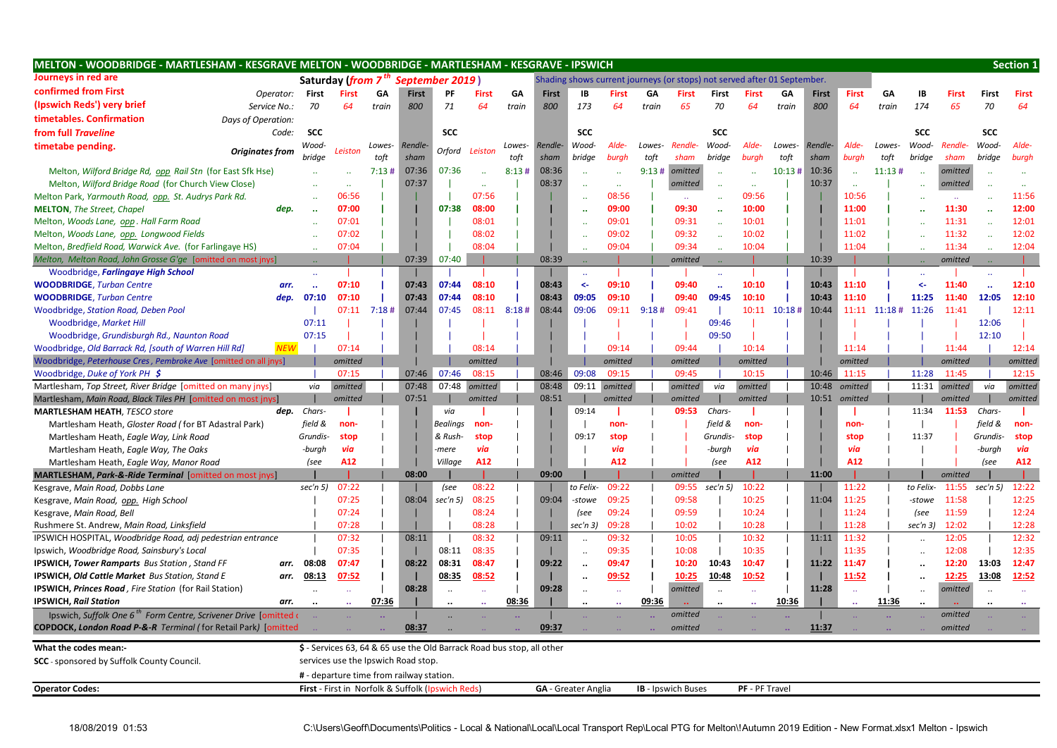## MELTON - WOODBRIDGE - MARTLESHAM - KESGRAVE MELTON - WOODBRIDGE - MARTLESHAM - KESGRAVE - IPSWICH

**Section 1**

**Journeys in red are confirmed from First (Ipswich Reds') very brief timetables. Confirmation from full *Traveline* timetable pending.**

**Saturday (*from 7th September 2019*)**

Shading shows current journeys (or stops) not served after 01 September.

| Operator: | First | First | GA | First | PF | First | GA | First | IB | First | GA | First | First | First | GA | First | First | GA | IB | First | First | First |
|---|---|---|---|---|---|---|---|---|---|---|---|---|---|---|---|---|---|---|---|---|---|---|
| Service No.: | 70 | 64 | train | 800 | 71 | 64 | train | 800 | 173 | 64 | train | 65 | 70 | 64 | train | 800 | 64 | train | 174 | 65 | 70 | 64 |
| Days of Operation: | | | | | | | | | | | | | | | | | | | | | | |
| Code: | SCC | | | | SCC | | | | SCC | | | | SCC | | | | | | SCC | | SCC | |
| **Originates from** | Woodbridge | Leiston | Lowestoft | Rendlesham | Orford | Leiston | Lowestoft | Rendlesham | Woodbridge | Aldeburgh | Lowestoft | Rendlesham | Woodbridge | Aldeburgh | Lowestoft | Rendlesham | Aldeburgh | Lowestoft | Woodbridge | Rendlesham | Woodbridge | Aldeburgh |
| Melton, *Wilford Bridge Rd, opp Rail Stn* (for East Sfk Hse) | .. | .. | 7:13 # | 07:36 | 07:36 | .. | 8:13 # | 08:36 | .. | .. | 9:13 # | omitted | .. | .. | 10:13 # | 10:36 | .. | 11:13 # | .. | omitted | .. | .. |
| Melton, *Wilford Bridge Road* (for Church View Close) | .. | .. | | 07:37 | | .. | | 08:37 | .. | .. | | omitted | .. | .. | | 10:37 | .. | | .. | omitted | .. | .. |
| Melton Park, *Yarmouth Road, opp. St. Audrys Park Rd.* | .. | 06:56 | | | | 07:56 | | | .. | 08:56 | | .. | .. | 09:56 | | | 10:56 | | .. | .. | .. | 11:56 |
| **MELTON**, *The Street, Chapel* dep. | .. | 07:00 | | | 07:38 | 08:00 | | | .. | 09:00 | | 09:30 | .. | 10:00 | | | 11:00 | | .. | 11:30 | .. | 12:00 |
| Melton, *Woods Lane, opp. Hall Farm Road* | .. | 07:01 | | | | 08:01 | | | .. | 09:01 | | 09:31 | .. | 10:01 | | | 11:01 | | .. | 11:31 | .. | 12:01 |
| Melton, *Woods Lane, opp. Longwood Fields* | .. | 07:02 | | | | 08:02 | | | .. | 09:02 | | 09:32 | .. | 10:02 | | | 11:02 | | .. | 11:32 | .. | 12:02 |
| Melton, *Bredfield Road, Warwick Ave.* (for Farlingaye HS) | .. | 07:04 | | | | 08:04 | | | .. | 09:04 | | 09:34 | .. | 10:04 | | | 11:04 | | .. | 11:34 | .. | 12:04 |
| *Melton, Melton Road, John Grosse G'ge* [omitted on most jnys] | .. | | | 07:39 | 07:40 | | | 08:39 | .. | | | omitted | .. | | | 10:39 | | | .. | omitted | .. | |
| Woodbridge, ***Farlingaye High School*** | .. | | | | | | | | .. | | | | .. | | | | | | .. | | .. | |
| **WOODBRIDGE**, *Turban Centre* arr. | .. | 07:10 | | 07:43 | 07:44 | 08:10 | | 08:43 | <- | 09:10 | | 09:40 | .. | 10:10 | | 10:43 | 11:10 | | <- | 11:40 | .. | 12:10 |
| **WOODBRIDGE**, *Turban Centre* dep. | 07:10 | 07:10 | | 07:43 | 07:44 | 08:10 | | 08:43 | 09:05 | 09:10 | | 09:40 | 09:45 | 10:10 | | 10:43 | 11:10 | | 11:25 | 11:40 | 12:05 | 12:10 |
| Woodbridge, *Station Road, Deben Pool* | | 07:11 | 7:18 # | 07:44 | 07:45 | 08:11 | 8:18 # | 08:44 | 09:06 | 09:11 | 9:18 # | 09:41 | | 10:11 | 10:18 # | 10:44 | 11:11 | 11:18 # | 11:26 | 11:41 | | 12:11 |
| Woodbridge, *Market Hill* | 07:11 | | | | | | | | | | | | 09:46 | | | | | | | | 12:06 | |
| Woodbridge, *Grundisburgh Rd., Naunton Road* | 07:15 | | | | | | | | | | | | 09:50 | | | | | | | | 12:10 | |
| Woodbridge, *Old Barrack Rd, [south of Warren Hill Rd]* NEW | | 07:14 | | | | 08:14 | | | | 09:14 | | 09:44 | | 10:14 | | | 11:14 | | | 11:44 | | 12:14 |
| *Woodbridge, Peterhouse Cres, Pembroke Ave* [omitted on all jnys] | | omitted | | | | omitted | | | | omitted | | omitted | | omitted | | | omitted | | | omitted | | omitted |
| Woodbridge, *Duke of York PH* $ | | 07:15 | | 07:46 | 07:46 | 08:15 | | 08:46 | 09:08 | 09:15 | | 09:45 | | 10:15 | | 10:46 | 11:15 | | 11:28 | 11:45 | | 12:15 |
| Martlesham, *Top Street, River Bridge* [omitted on many jnys] | via | omitted | | 07:48 | 07:48 | omitted | | 08:48 | 09:11 | omitted | | omitted | via | omitted | | 10:48 | omitted | | 11:31 | omitted | via | omitted |
| Martlesham, *Main Road, Black Tiles PH* [omitted on most jnys] | | omitted | | 07:51 | | omitted | | 08:51 | | omitted | | omitted | | omitted | | 10:51 | omitted | | | omitted | | omitted |
| **MARTLESHAM HEATH**, *TESCO store* dep. | Chars- | | | | via | | | | 09:14 | | | 09:53 | Chars- | | | | | | 11:34 | 11:53 | Chars- | |
| Martlesham Heath, *Gloster Road* (for BT Adastral Park) | field & | non- | | | Bealings | non- | | | | non- | | | field & | non- | | | non- | | | | field & | non- |
| Martlesham Heath, *Eagle Way, Link Road* | Grundis- | stop | | | & Rush- | stop | | | 09:17 | stop | | | Grundis- | stop | | | stop | | 11:37 | | Grundis- | stop |
| Martlesham Heath, *Eagle Way, The Oaks* | -burgh | via | | | -mere | via | | | | via | | | -burgh | via | | | via | | | | -burgh | via |
| Martlesham Heath, *Eagle Way, Manor Road* | (see | A12 | | | Village | A12 | | | | A12 | | | (see | A12 | | | A12 | | | | (see | A12 |
| **MARTLESHAM, *Park-&-Ride Terminal*** [omitted on most jnys] | | | | 08:00 | | | | 09:00 | | | | omitted | | | | 11:00 | | | | omitted | | |
| Kesgrave, *Main Road, Dobbs Lane* | sec'n 5) | 07:22 | | | (see | 08:22 | | | to Felix- | 09:22 | | 09:55 | sec'n 5) | 10:22 | | | 11:22 | | to Felix- | 11:55 | sec'n 5) | 12:22 |
| Kesgrave, *Main Road, opp. High School* | | 07:25 | | 08:04 | sec'n 5) | 08:25 | | 09:04 | -stowe | 09:25 | | 09:58 | | 10:25 | | 11:04 | 11:25 | | -stowe | 11:58 | | 12:25 |
| Kesgrave, *Main Road, Bell* | | 07:24 | | | | 08:24 | | | (see | 09:24 | | 09:59 | | 10:24 | | | 11:24 | | (see | 11:59 | | 12:24 |
| Rushmere St. Andrew, *Main Road, Linksfield* | | 07:28 | | | | 08:28 | | | sec'n 3) | 09:28 | | 10:02 | | 10:28 | | | 11:28 | | sec'n 3) | 12:02 | | 12:28 |
| IPSWICH HOSPITAL, *Woodbridge Road, adj pedestrian entrance* | | 07:32 | | 08:11 | | 08:32 | | 09:11 | .. | 09:32 | | 10:05 | | 10:32 | | 11:11 | 11:32 | | .. | 12:05 | | 12:32 |
| Ipswich, *Woodbridge Road, Sainsbury's Local* | | 07:35 | | | 08:11 | 08:35 | | | .. | 09:35 | | 10:08 | | 10:35 | | | 11:35 | | .. | 12:08 | | 12:35 |
| **IPSWICH, *Tower Ramparts*** *Bus Station, Stand FF* arr. | 08:08 | 07:47 | | 08:22 | 08:31 | 08:47 | | 09:22 | .. | 09:47 | | 10:20 | 10:43 | 10:47 | | 11:22 | 11:47 | | .. | 12:20 | 13:03 | 12:47 |
| **IPSWICH, *Old Cattle Market*** *Bus Station, Stand E* arr. | 08:13 | 07:52 | | | 08:35 | 08:52 | | | .. | 09:52 | | 10:25 | 10:48 | 10:52 | | | 11:52 | | .. | 12:25 | 13:08 | 12:52 |
| **IPSWICH, *Princes Road***, *Fire Station* (for Rail Station) | .. | .. | | 08:28 | .. | .. | | 09:28 | .. | .. | | omitted | .. | .. | | 11:28 | .. | | .. | omitted | .. | .. |
| **IPSWICH, *Rail Station*** arr. | .. | .. | 07:36 | | .. | .. | 08:36 | | .. | .. | 09:36 | .. | .. | .. | 10:36 | | .. | 11:36 | .. | .. | .. | .. |
| Ipswich, *Suffolk One 6th Form Centre, Scrivener Drive* [omitted | .. | .. | .. | | .. | .. | .. | | .. | .. | .. | omitted | .. | .. | .. | | .. | .. | .. | omitted | .. | .. |
| **COPDOCK, *London Road P-&-R Terminal*** (for Retail Park) [omitted | .. | .. | .. | 08:37 | .. | .. | .. | 09:37 | .. | .. | .. | omitted | .. | .. | .. | 11:37 | .. | .. | .. | omitted | .. | .. |

**What the codes mean:-**

**SCC** - sponsored by Suffolk County Council.

**$** - Services 63, 64 & 65 use the Old Barrack Road bus stop, all other services use the Ipswich Road stop.

**#** - departure time from railway station.

**Operator Codes:** **First** - First in Norfolk & Suffolk (Ipswich Reds) **GA** - Greater Anglia **IB** - Ipswich Buses **PF** - PF Travel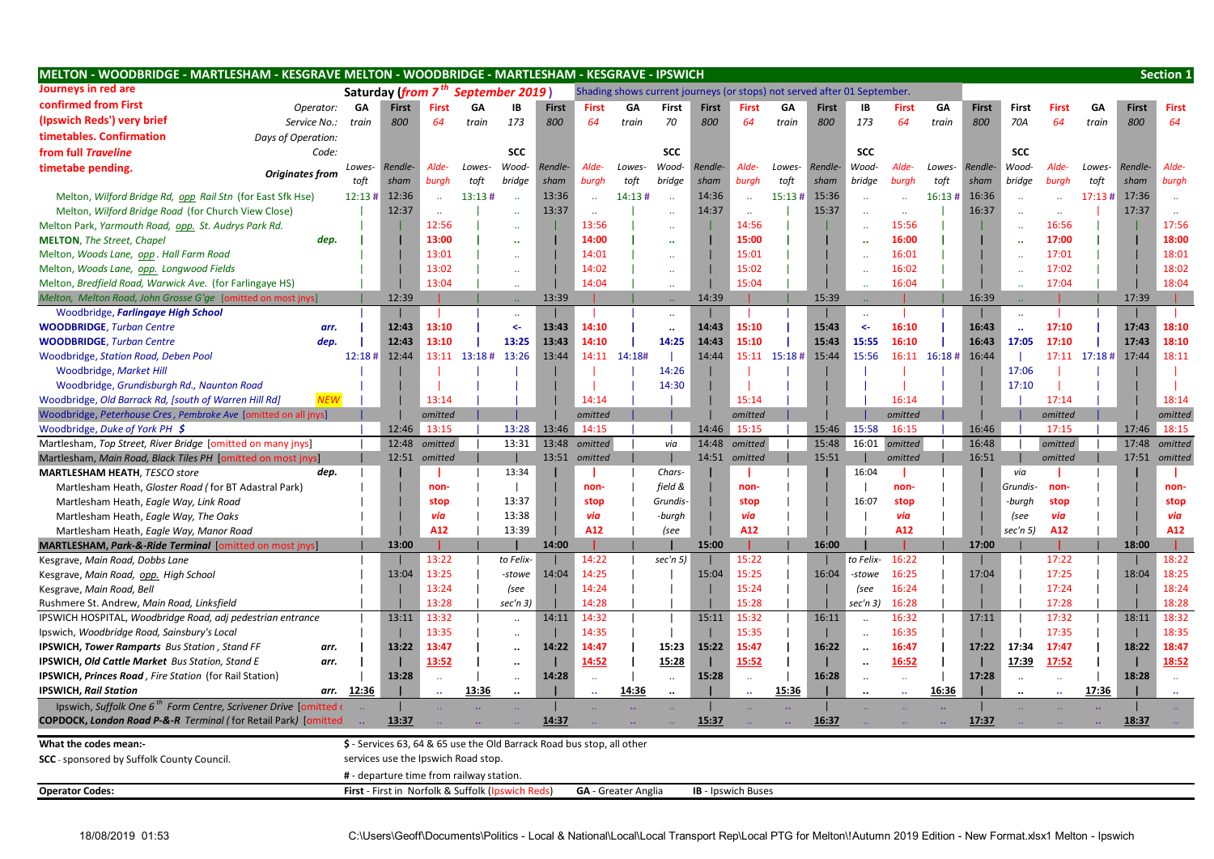## MELTON - WOODBRIDGE - MARTLESHAM - KESGRAVE MELTON - WOODBRIDGE - MARTLESHAM - KESGRAVE - IPSWICH

**Section 1**

**Journeys in red are confirmed from First (Ipswich Reds') very brief timetables. Confirmation from full *Traveline* timetable pending.**

**Saturday (*from 7th September 2019*)**

Shading shows current journeys (or stops) not served after 01 September.

| Operator: | GA | First | First | GA | IB | First | First | GA | First | First | First | GA | First | IB | First | GA | First | First | First | GA | First | First |
|---|---|---|---|---|---|---|---|---|---|---|---|---|---|---|---|---|---|---|---|---|---|---|
| Service No.: | train | 800 | 64 | train | 173 | 800 | 64 | train | 70 | 800 | 64 | train | 800 | 173 | 64 | train | 800 | 70A | 64 | train | 800 | 64 |
| Days of Operation: | | | | | | | | | | | | | | | | | | | | | | |
| Code: | | | | | SCC | | | | SCC | | | | | SCC | | | | SCC | | | | |
| Originates from | Lowes-toft | Rendle-sham | Alde-burgh | Lowes-toft | Wood-bridge | Rendle-sham | Alde-burgh | Lowes-toft | Wood-bridge | Rendle-sham | Alde-burgh | Lowes-toft | Rendle-sham | Wood-bridge | Alde-burgh | Lowes-toft | Rendle-sham | Wood-bridge | Alde-burgh | Lowes-toft | Rendle-sham | Alde-burgh |
| Melton, *Wilford Bridge Rd, opp Rail Stn* (for East Sfk Hse) | 12:13 # | 12:36 | .. | 13:13 # | .. | 13:36 | .. | 14:13 # | .. | 14:36 | .. | 15:13 # | 15:36 | .. | .. | 16:13 # | 16:36 | .. | .. | 17:13 # | 17:36 | .. |
| Melton, *Wilford Bridge Road* (for Church View Close) | \| | 12:37 | .. | \| | .. | 13:37 | .. | \| | .. | 14:37 | .. | \| | 15:37 | .. | .. | \| | 16:37 | .. | .. | \| | 17:37 | .. |
| Melton Park, *Yarmouth Road, opp. St. Audrys Park Rd.* | \| | \| | 12:56 | \| | .. | \| | 13:56 | \| | .. | \| | 14:56 | \| | \| | .. | 15:56 | \| | \| | .. | 16:56 | \| | \| | 17:56 |
| **MELTON**, *The Street, Chapel* **dep.** | \| | \| | **13:00** | \| | .. | \| | **14:00** | \| | .. | \| | **15:00** | \| | \| | .. | **16:00** | \| | \| | .. | **17:00** | \| | \| | **18:00** |
| Melton, *Woods Lane, opp. Hall Farm Road* | \| | \| | 13:01 | \| | .. | \| | 14:01 | \| | .. | \| | 15:01 | \| | \| | .. | 16:01 | \| | \| | .. | 17:01 | \| | \| | 18:01 |
| Melton, *Woods Lane, opp. Longwood Fields* | \| | \| | 13:02 | \| | .. | \| | 14:02 | \| | .. | \| | 15:02 | \| | \| | .. | 16:02 | \| | \| | .. | 17:02 | \| | \| | 18:02 |
| Melton, *Bredfield Road, Warwick Ave.* (for Farlingaye HS) | \| | \| | 13:04 | \| | .. | \| | 14:04 | \| | .. | \| | 15:04 | \| | \| | .. | 16:04 | \| | \| | .. | 17:04 | \| | \| | 18:04 |
| *Melton, Melton Road, John Grosse G'ge* [omitted on most jnys] | \| | 12:39 | \| | \| | .. | 13:39 | \| | \| | .. | 14:39 | \| | \| | 15:39 | .. | \| | \| | 16:39 | .. | \| | \| | 17:39 | \| |
| Woodbridge, ***Farlingaye High School*** | \| | \| | \| | \| | .. | \| | \| | \| | .. | \| | \| | \| | \| | .. | \| | \| | \| | .. | \| | \| | \| | \| |
| **WOODBRIDGE**, *Turban Centre* **arr.** | \| | **12:43** | **13:10** | \| | **<-** | **13:43** | **14:10** | \| | .. | **14:43** | **15:10** | \| | **15:43** | **<-** | **16:10** | \| | **16:43** | .. | **17:10** | \| | **17:43** | **18:10** |
| **WOODBRIDGE**, *Turban Centre* **dep.** | \| | **12:43** | **13:10** | \| | **13:25** | **13:43** | **14:10** | \| | **14:25** | **14:43** | **15:10** | \| | **15:43** | **15:55** | **16:10** | \| | **16:43** | **17:05** | **17:10** | \| | **17:43** | **18:10** |
| Woodbridge, *Station Road, Deben Pool* | 12:18 # | 12:44 | 13:11 | 13:18 # | 13:26 | 13:44 | 14:11 | 14:18# | \| | 14:44 | 15:11 | 15:18 # | 15:44 | 15:56 | 16:11 | 16:18 # | 16:44 | \| | 17:11 | 17:18 # | 17:44 | 18:11 |
| Woodbridge, *Market Hill* | \| | \| | \| | \| | \| | \| | \| | \| | 14:26 | \| | \| | \| | \| | \| | \| | \| | \| | 17:06 | \| | \| | \| | \| |
| Woodbridge, *Grundisburgh Rd., Naunton Road* | \| | \| | \| | \| | \| | \| | \| | \| | 14:30 | \| | \| | \| | \| | \| | \| | \| | \| | 17:10 | \| | \| | \| | \| |
| Woodbridge, *Old Barrack Rd, [south of Warren Hill Rd]* NEW | \| | \| | 13:14 | \| | \| | \| | 14:14 | \| | \| | \| | 15:14 | \| | \| | \| | 16:14 | \| | \| | \| | 17:14 | \| | \| | 18:14 |
| Woodbridge, *Peterhouse Cres, Pembroke Ave* [omitted on all jnys] | \| | \| | omitted | \| | \| | \| | omitted | \| | \| | \| | omitted | \| | \| | \| | omitted | \| | \| | \| | omitted | \| | \| | omitted |
| Woodbridge, *Duke of York PH* $ | \| | 12:46 | 13:15 | \| | 13:28 | 13:46 | 14:15 | \| | \| | 14:46 | 15:15 | \| | 15:46 | 15:58 | 16:15 | \| | 16:46 | \| | 17:15 | \| | 17:46 | 18:15 |
| Martlesham, *Top Street, River Bridge* [omitted on many jnys] | \| | 12:48 | omitted | \| | 13:31 | 13:48 | omitted | \| | via | 14:48 | omitted | \| | 15:48 | 16:01 | omitted | \| | 16:48 | \| | omitted | \| | 17:48 | omitted |
| Martlesham, *Main Road, Black Tiles PH* [omitted on most jnys] | \| | 12:51 | omitted | \| | \| | 13:51 | omitted | \| | \| | 14:51 | omitted | \| | 15:51 | \| | omitted | \| | 16:51 | \| | omitted | \| | 17:51 | omitted |
| **MARTLESHAM HEATH**, *TESCO store* **dep.** | \| | \| | \| | \| | 13:34 | \| | \| | \| | Chars- | \| | \| | \| | \| | 16:04 | \| | \| | \| | via | \| | \| | \| | \| |
| Martlesham Heath, *Gloster Road* (for BT Adastral Park) | \| | \| | non- | \| | \| | \| | non- | \| | field & | \| | non- | \| | \| | \| | non- | \| | \| | Grundis- | non- | \| | \| | non- |
| Martlesham Heath, *Eagle Way, Link Road* | \| | \| | stop | \| | 13:37 | \| | stop | \| | Grundis- | \| | stop | \| | \| | 16:07 | stop | \| | \| | -burgh | stop | \| | \| | stop |
| Martlesham Heath, *Eagle Way, The Oaks* | \| | \| | via | \| | 13:38 | \| | via | \| | -burgh | \| | via | \| | \| | \| | via | \| | \| | (see | via | \| | \| | via |
| Martlesham Heath, *Eagle Way, Manor Road* | \| | \| | A12 | \| | 13:39 | \| | A12 | \| | (see | \| | A12 | \| | \| | \| | A12 | \| | \| | sec'n 5) | A12 | \| | \| | A12 |
| **MARTLESHAM, *Park-&-Ride Terminal*** [omitted on most jnys] | \| | **13:00** | \| | \| | \| | **14:00** | \| | \| | \| | **15:00** | \| | \| | **16:00** | \| | \| | \| | **17:00** | \| | \| | \| | **18:00** | \| |
| Kesgrave, *Main Road, Dobbs Lane* | \| | \| | 13:22 | \| | to Felix- | \| | 14:22 | \| | sec'n 5) | \| | 15:22 | \| | \| | to Felix- | 16:22 | \| | \| | \| | 17:22 | \| | \| | 18:22 |
| Kesgrave, *Main Road, opp. High School* | \| | 13:04 | 13:25 | \| | -stowe | 14:04 | 14:25 | \| | \| | 15:04 | 15:25 | \| | 16:04 | -stowe | 16:25 | \| | 17:04 | \| | 17:25 | \| | 18:04 | 18:25 |
| Kesgrave, *Main Road, Bell* | \| | \| | 13:24 | \| | (see | \| | 14:24 | \| | \| | \| | 15:24 | \| | \| | (see | 16:24 | \| | \| | \| | 17:24 | \| | \| | 18:24 |
| Rushmere St. Andrew, *Main Road, Linksfield* | \| | \| | 13:28 | \| | sec'n 3) | \| | 14:28 | \| | \| | \| | 15:28 | \| | \| | sec'n 3) | 16:28 | \| | \| | \| | 17:28 | \| | \| | 18:28 |
| IPSWICH HOSPITAL, *Woodbridge Road, adj pedestrian entrance* | \| | 13:11 | 13:32 | \| | .. | 14:11 | 14:32 | \| | \| | 15:11 | 15:32 | \| | 16:11 | .. | 16:32 | \| | 17:11 | \| | 17:32 | \| | 18:11 | 18:32 |
| Ipswich, *Woodbridge Road, Sainsbury's Local* | \| | \| | 13:35 | \| | .. | \| | 14:35 | \| | \| | \| | 15:35 | \| | \| | .. | 16:35 | \| | \| | \| | 17:35 | \| | \| | 18:35 |
| **IPSWICH, *Tower Ramparts*** *Bus Station, Stand FF* **arr.** | \| | **13:22** | **13:47** | \| | .. | **14:22** | **14:47** | \| | **15:23** | **15:22** | **15:47** | \| | **16:22** | .. | **16:47** | \| | **17:22** | **17:34** | **17:47** | \| | **18:22** | **18:47** |
| **IPSWICH, *Old Cattle Market*** *Bus Station, Stand E* **arr.** | \| | \| | **13:52** | \| | .. | \| | **14:52** | \| | **15:28** | \| | **15:52** | \| | \| | .. | **16:52** | \| | \| | **17:39** | **17:52** | \| | \| | **18:52** |
| **IPSWICH, *Princes Road*** *, Fire Station* (for Rail Station) | \| | **13:28** | .. | \| | .. | **14:28** | .. | \| | .. | **15:28** | .. | \| | **16:28** | .. | .. | \| | **17:28** | .. | .. | \| | **18:28** | .. |
| **IPSWICH, *Rail Station*** **arr.** | **12:36** | \| | .. | **13:36** | .. | \| | .. | **14:36** | .. | \| | .. | **15:36** | \| | .. | .. | **16:36** | \| | .. | .. | **17:36** | \| | .. |
| Ipswich, *Suffolk One 6th Form Centre, Scrivener Drive* [omitted on all jnys] | .. | \| | .. | .. | .. | \| | .. | .. | .. | \| | .. | .. | \| | .. | .. | .. | \| | .. | .. | .. | \| | .. |
| **COPDOCK, *London Road P-&-R*** *Terminal* (for Retail Park) [omitted on all jnys] | .. | **13:37** | .. | .. | .. | **14:37** | .. | .. | .. | **15:37** | .. | .. | **16:37** | .. | .. | .. | **17:37** | .. | .. | .. | **18:37** | .. |

**What the codes mean:-**

**SCC** - sponsored by Suffolk County Council.

**$** - Services 63, 64 & 65 use the Old Barrack Road bus stop, all other services use the Ipswich Road stop.

**#** - departure time from railway station.

**Operator Codes:** **First** - First in Norfolk & Suffolk (Ipswich Reds) **GA** - Greater Anglia **IB** - Ipswich Buses

18/08/2019 01:53 C:\Users\Geoff\Documents\Politics - Local & National\Local\Local Transport Rep\Local PTG for Melton\!Autumn 2019 Edition - New Format.xlsx1 Melton - Ipswich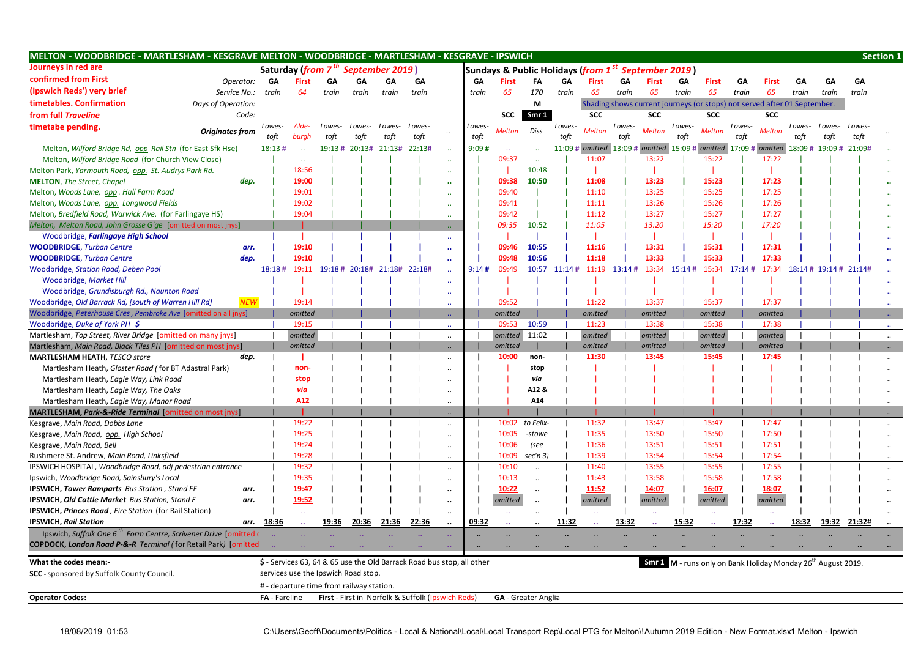## MELTON - WOODBRIDGE - MARTLESHAM - KESGRAVE MELTON - WOODBRIDGE - MARTLESHAM - KESGRAVE - IPSWICH — Section 1

Journeys in red are confirmed from First (Ipswich Reds') very brief timetables. Confirmation from full *Traveline* timetable pending.

| | Saturday (from 7th September 2019) | | | | | | | Sundays & Public Holidays (from 1st September 2019) | | | | | | | | | | | | | | | | |
|---|---|---|---|---|---|---|---|---|---|---|---|---|---|---|---|---|---|---|---|---|---|---|---|---|
| Operator: | GA | First | GA | GA | GA | GA | | GA | First | FA | GA | First | GA | First | GA | First | GA | First | GA | GA | GA | |
| Service No.: | train | 64 | train | train | train | train | | train | 65 | 170 | train | 65 | train | 65 | train | 65 | train | 65 | train | train | train | |
| Days of Operation: | | | | | | | | | | M | | | | | | | | | | | | |
| Code: | | | | | | | | | SCC | Smr 1 | | SCC | | SCC | | SCC | | SCC | | | | |
| Originates from | Lowestoft | Aldeburgh | Lowestoft | Lowestoft | Lowestoft | Lowestoft | .. | Lowestoft | Melton | Diss | Lowestoft | Melton | Lowestoft | Melton | Lowestoft | Melton | Lowestoft | Melton | Lowestoft | Lowestoft | Lowestoft | .. |
| Melton, *Wilford Bridge Rd, opp Rail Stn* (for East Sfk Hse) | 18:13 # | .. | 19:13 # | 20:13# | 21:13# | 22:13# | .. | 9:09 # | .. | .. | 11:09 # | omitted | 13:09 # | omitted | 15:09 # | omitted | 17:09 # | omitted | 18:09 # | 19:09 # | 21:09# | .. |
| Melton, *Wilford Bridge Road* (for Church View Close) | \| | .. | \| | \| | \| | \| | .. | \| | 09:37 | .. | \| | 11:07 | \| | 13:22 | \| | 15:22 | \| | 17:22 | \| | \| | \| | .. |
| Melton Park, *Yarmouth Road, opp. St. Audrys Park Rd.* | \| | 18:56 | \| | \| | \| | \| | .. | \| | \| | 10:48 | \| | \| | \| | \| | \| | \| | \| | \| | \| | \| | \| | .. |
| **MELTON**, *The Street, Chapel* **dep.** | \| | **19:00** | \| | \| | \| | \| | .. | \| | **09:38** | **10:50** | \| | **11:08** | \| | **13:23** | \| | **15:23** | \| | **17:23** | \| | \| | \| | .. |
| Melton, *Woods Lane, opp. Hall Farm Road* | \| | 19:01 | \| | \| | \| | \| | .. | \| | 09:40 | \| | \| | 11:10 | \| | 13:25 | \| | 15:25 | \| | 17:25 | \| | \| | \| | .. |
| Melton, *Woods Lane, opp. Longwood Fields* | \| | 19:02 | \| | \| | \| | \| | .. | \| | 09:41 | \| | \| | 11:11 | \| | 13:26 | \| | 15:26 | \| | 17:26 | \| | \| | \| | .. |
| Melton, *Bredfield Road, Warwick Ave.* (for Farlingaye HS) | \| | 19:04 | \| | \| | \| | \| | .. | \| | 09:42 | \| | \| | 11:12 | \| | 13:27 | \| | 15:27 | \| | 17:27 | \| | \| | \| | .. |
| *Melton, Melton Road, John Grosse G'ge* [omitted on most jnys] | \| | \| | \| | \| | \| | \| | .. | \| | *09:35* | 10:52 | \| | *11:05* | \| | *13:20* | \| | *15:20* | \| | *17:20* | \| | \| | \| | .. |
| Woodbridge, ***Farlingaye High School*** | \| | \| | \| | \| | \| | \| | .. | \| | \| | \| | \| | \| | \| | \| | \| | \| | \| | \| | \| | \| | \| | .. |
| **WOODBRIDGE**, *Turban Centre* **arr.** | \| | **19:10** | \| | \| | \| | \| | .. | \| | **09:46** | **10:55** | \| | **11:16** | \| | **13:31** | \| | **15:31** | \| | **17:31** | \| | \| | \| | .. |
| **WOODBRIDGE**, *Turban Centre* **dep.** | \| | **19:10** | \| | \| | \| | \| | .. | \| | **09:48** | **10:56** | \| | **11:18** | \| | **13:33** | \| | **15:33** | \| | **17:33** | \| | \| | \| | .. |
| Woodbridge, *Station Road, Deben Pool* | 18:18 # | 19:11 | 19:18 # | 20:18# | 21:18# | 22:18# | .. | 9:14 # | 09:49 | 10:57 | 11:14 # | 11:19 | 13:14 # | 13:34 | 15:14 # | 15:34 | 17:14 # | 17:34 | 18:14 # | 19:14 # | 21:14# | .. |
| Woodbridge, *Market Hill* | \| | \| | \| | \| | \| | \| | .. | \| | \| | \| | \| | \| | \| | \| | \| | \| | \| | \| | \| | \| | \| | .. |
| Woodbridge, *Grundisburgh Rd., Naunton Road* | \| | \| | \| | \| | \| | \| | .. | \| | \| | \| | \| | \| | \| | \| | \| | \| | \| | \| | \| | \| | \| | .. |
| Woodbridge, *Old Barrack Rd, [south of Warren Hill Rd]* NEW | \| | 19:14 | \| | \| | \| | \| | .. | \| | 09:52 | \| | \| | 11:22 | \| | 13:37 | \| | 15:37 | \| | 17:37 | \| | \| | \| | .. |
| Woodbridge, *Peterhouse Cres, Pembroke Ave* [omitted on all jnys] | \| | omitted | \| | \| | \| | \| | .. | \| | omitted | \| | \| | omitted | \| | omitted | \| | omitted | \| | omitted | \| | \| | \| | .. |
| Woodbridge, *Duke of York PH* $ | \| | 19:15 | \| | \| | \| | \| | .. | \| | 09:53 | 10:59 | \| | 11:23 | \| | 13:38 | \| | 15:38 | \| | 17:38 | \| | \| | \| | .. |
| Martlesham, *Top Street, River Bridge* [omitted on many jnys] | \| | omitted | \| | \| | \| | \| | .. | \| | omitted | 11:02 | \| | omitted | \| | omitted | \| | omitted | \| | omitted | \| | \| | \| | .. |
| Martlesham, *Main Road, Black Tiles PH* [omitted on most jnys] | \| | omitted | \| | \| | \| | \| | .. | \| | omitted | \| | \| | omitted | \| | omitted | \| | omitted | \| | omitted | \| | \| | \| | .. |
| **MARTLESHAM HEATH**, *TESCO store* **dep.** | \| | \| | \| | \| | \| | \| | .. | \| | **10:00** | non- | \| | **11:30** | \| | **13:45** | \| | **15:45** | \| | **17:45** | \| | \| | \| | .. |
| Martlesham Heath, *Gloster Road* (for BT Adastral Park) | \| | non- | \| | \| | \| | \| | .. | \| | \| | stop | \| | \| | \| | \| | \| | \| | \| | \| | \| | \| | \| | .. |
| Martlesham Heath, *Eagle Way, Link Road* | \| | stop | \| | \| | \| | \| | .. | \| | \| | *via* | \| | \| | \| | \| | \| | \| | \| | \| | \| | \| | \| | .. |
| Martlesham Heath, *Eagle Way, The Oaks* | \| | *via* | \| | \| | \| | \| | .. | \| | \| | A12 & | \| | \| | \| | \| | \| | \| | \| | \| | \| | \| | \| | .. |
| Martlesham Heath, *Eagle Way, Manor Road* | \| | A12 | \| | \| | \| | \| | .. | \| | \| | A14 | \| | \| | \| | \| | \| | \| | \| | \| | \| | \| | \| | .. |
| **MARTLESHAM, *Park-&-Ride Terminal*** [omitted on most jnys] | \| | \| | \| | \| | \| | \| | .. | \| | \| | \| | \| | \| | \| | \| | \| | \| | \| | \| | \| | \| | \| | .. |
| Kesgrave, *Main Road, Dobbs Lane* | \| | 19:22 | \| | \| | \| | \| | .. | \| | 10:02 | *to Felix-* | \| | 11:32 | \| | 13:47 | \| | 15:47 | \| | 17:47 | \| | \| | \| | .. |
| Kesgrave, *Main Road, opp. High School* | \| | 19:25 | \| | \| | \| | \| | .. | \| | 10:05 | *-stowe* | \| | 11:35 | \| | 13:50 | \| | 15:50 | \| | 17:50 | \| | \| | \| | .. |
| Kesgrave, *Main Road, Bell* | \| | 19:24 | \| | \| | \| | \| | .. | \| | 10:06 | *(see* | \| | 11:36 | \| | 13:51 | \| | 15:51 | \| | 17:51 | \| | \| | \| | .. |
| Rushmere St. Andrew, *Main Road, Linksfield* | \| | 19:28 | \| | \| | \| | \| | .. | \| | 10:09 | *sec'n 3)* | \| | 11:39 | \| | 13:54 | \| | 15:54 | \| | 17:54 | \| | \| | \| | .. |
| IPSWICH HOSPITAL, *Woodbridge Road, adj pedestrian entrance* | \| | 19:32 | \| | \| | \| | \| | .. | \| | 10:10 | .. | \| | 11:40 | \| | 13:55 | \| | 15:55 | \| | 17:55 | \| | \| | \| | .. |
| Ipswich, *Woodbridge Road, Sainsbury's Local* | \| | 19:35 | \| | \| | \| | \| | .. | \| | 10:13 | .. | \| | 11:43 | \| | 13:58 | \| | 15:58 | \| | 17:58 | \| | \| | \| | .. |
| **IPSWICH, *Tower Ramparts*** *Bus Station, Stand FF* **arr.** | \| | **19:47** | \| | \| | \| | \| | .. | \| | **10:22** | .. | \| | **11:52** | \| | **14:07** | \| | **16:07** | \| | **18:07** | \| | \| | \| | .. |
| **IPSWICH, *Old Cattle Market*** *Bus Station, Stand E* **arr.** | \| | **19:52** | \| | \| | \| | \| | .. | \| | omitted | .. | \| | omitted | \| | omitted | \| | omitted | \| | omitted | \| | \| | \| | .. |
| **IPSWICH, *Princes Road***, *Fire Station* (for Rail Station) | \| | .. | \| | \| | \| | \| | .. | \| | .. | .. | \| | .. | \| | .. | \| | .. | \| | .. | \| | \| | \| | .. |
| **IPSWICH, *Rail Station*** **arr.** | **18:36** | .. | **19:36** | **20:36** | **21:36** | **22:36** | .. | **09:32** | .. | .. | **11:32** | .. | **13:32** | .. | **15:32** | .. | **17:32** | .. | **18:32** | **19:32** | **21:32#** | .. |
| Ipswich, *Suffolk One 6th Form Centre, Scrivener Drive* [omitted] | .. | .. | .. | .. | .. | .. | .. | .. | .. | .. | .. | .. | .. | .. | .. | .. | .. | .. | .. | .. | .. | .. |
| **COPDOCK, *London Road P-&-R Terminal*** (for Retail Park) [omitted] | .. | .. | .. | .. | .. | .. | .. | .. | .. | .. | .. | .. | .. | .. | .. | .. | .. | .. | .. | .. | .. | .. |

Shading shows current journeys (or stops) not served after 01 September.

**What the codes mean:-**

**SCC** - sponsored by Suffolk County Council.

$ - Services 63, 64 & 65 use the Old Barrack Road bus stop, all other services use the Ipswich Road stop.

# - departure time from railway station.

**Smr 1** **M** - runs only on Bank Holiday Monday 26th August 2019.

**Operator Codes:** **FA** - Fareline **First** - First in Norfolk & Suffolk (Ipswich Reds) **GA** - Greater Anglia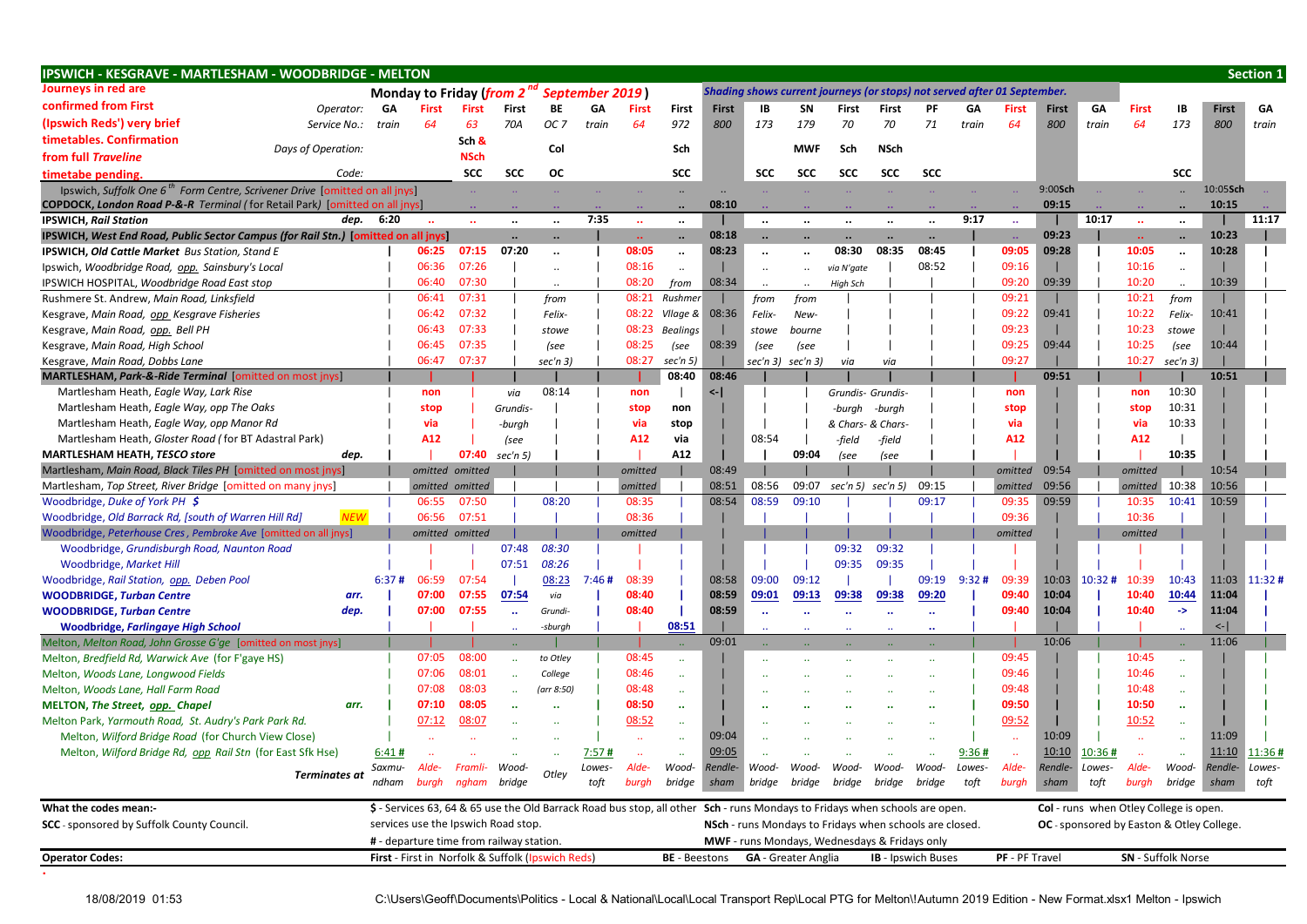## IPSWICH - KESGRAVE - MARTLESHAM - WOODBRIDGE - MELTON

**Section 1**

Journeys in red are confirmed from First (Ipswich Reds') very brief timetables. Confirmation from full *Traveline* timetable pending.

**Monday to Friday** (*from 2nd September 2019*)

*Shading shows current journeys (or stops) not served after 01 September.*

| Operator: | GA | First | First | First | BE | GA | First | First | First | IB | SN | First | First | PF | GA | First | First | GA | First | IB | First | GA |
|---|---|---|---|---|---|---|---|---|---|---|---|---|---|---|---|---|---|---|---|---|---|---|
| Service No.: | train | 64 | 63 | 70A | OC 7 | train | 64 | 972 | 800 | 173 | 179 | 70 | 70 | 71 | train | 64 | 800 | train | 64 | 173 | 800 | train |
| Days of Operation: | | | Sch & NSch | | Col | | | Sch | | | MWF | Sch | NSch | | | | | | | | | |
| Code: | | | SCC | SCC | OC | | | SCC | | SCC | SCC | SCC | SCC | SCC | | | | | | SCC | | |
| Ipswich, *Suffolk One 6th Form Centre*, Scrivener Drive [omitted on all jnys] | | | .. | .. | .. | .. | .. | .. | .. | .. | .. | .. | .. | .. | .. | .. | 9:00Sch | .. | .. | .. | 10:05Sch | .. |
| **COPDOCK, *London Road P-&-R* Terminal** (for Retail Park) [omitted on all jnys] | | | .. | .. | .. | .. | .. | .. | 08:10 | .. | .. | .. | .. | .. | .. | .. | 09:15 | .. | .. | .. | 10:15 | |
| **IPSWICH, *Rail Station*** dep. | 6:20 | .. | .. | .. | .. | 7:35 | .. | .. | | .. | .. | .. | .. | .. | 9:17 | .. | | 10:17 | .. | .. | | 11:17 |
| **IPSWICH, *West End Road, Public Sector Campus* (for Rail Stn.)** [omitted on all jnys] | | | .. | .. | | | .. | .. | 08:18 | .. | .. | .. | .. | .. | | .. | 09:23 | | .. | .. | 10:23 | |
| **IPSWICH, *Old Cattle Market*** Bus Station, Stand E | | 06:25 | 07:15 | 07:20 | .. | | 08:05 | .. | 08:23 | .. | .. | 08:30 | 08:35 | 08:45 | | 09:05 | 09:28 | | 10:05 | .. | 10:28 | |
| Ipswich, *Woodbridge Road*, opp. *Sainsbury's Local* | | 06:36 | 07:26 | | .. | | 08:16 | .. | | .. | .. | via N'gate | | 08:52 | | 09:16 | | | 10:16 | .. | | |
| IPSWICH HOSPITAL, Woodbridge Road East stop | | 06:40 | 07:30 | | .. | | 08:20 | from | 08:34 | .. | .. | High Sch | | | | 09:20 | 09:39 | | 10:20 | .. | 10:39 | |
| Rushmere St. Andrew, *Main Road, Linksfield* | | 06:41 | 07:31 | | from | | 08:21 | Rushmer | | from | from | | | | | 09:21 | | | 10:21 | from | | |
| Kesgrave, *Main Road, opp Kesgrave Fisheries* | | 06:42 | 07:32 | | Felix- | | 08:22 | Vllage & | 08:36 | Felix- | New- | | | | | 09:22 | 09:41 | | 10:22 | Felix- | 10:41 | |
| Kesgrave, *Main Road*, opp. *Bell PH* | | 06:43 | 07:33 | | stowe | | 08:23 | Bealings | | stowe | bourne | | | | | 09:23 | | | 10:23 | stowe | | |
| Kesgrave, *Main Road, High School* | | 06:45 | 07:35 | | (see | | 08:25 | (see | 08:39 | (see | (see | | | | | 09:25 | 09:44 | | 10:25 | (see | 10:44 | |
| Kesgrave, *Main Road, Dobbs Lane* | | 06:47 | 07:37 | | sec'n 3) | | 08:27 | sec'n 5) | | sec'n 3) | sec'n 3) | via | via | | | 09:27 | | | 10:27 | sec'n 3) | | |
| **MARTLESHAM, *Park-&-Ride Terminal*** [omitted on most jnys] | | | | | | | | 08:40 | 08:46 | | | | | | | | 09:51 | | | | 10:51 | |
| Martlesham Heath, *Eagle Way, Lark Rise* | | non | | via | 08:14 | | non | | <- | | | Grundis- | Grundis- | | | non | | | non | 10:30 | | |
| Martlesham Heath, *Eagle Way, opp The Oaks* | | stop | | Grundis- | | | stop | non | | | | -burgh | -burgh | | | stop | | | stop | 10:31 | | |
| Martlesham Heath, *Eagle Way, opp Manor Rd* | | via | | -burgh | | | via | stop | | | | & Chars- | & Chars- | | | via | | | via | 10:33 | | |
| Martlesham Heath, *Gloster Road* ( for BT Adastral Park) | | A12 | | (see | | | A12 | via | | 08:54 | | -field | -field | | | A12 | | | A12 | | | |
| **MARTLESHAM HEATH, *TESCO store*** dep. | | | 07:40 | sec'n 5) | | | | A12 | | | 09:04 | (see | (see | | | | | | | 10:35 | | |
| Martlesham, *Main Road, Black Tiles PH* [omitted on most jnys] | | omitted | omitted | | | | omitted | | 08:49 | | | | | | | omitted | 09:54 | | omitted | | 10:54 | |
| Martlesham, *Top Street, River Bridge* [omitted on many jnys] | | omitted | omitted | | | | omitted | | 08:51 | 08:56 | 09:07 | sec'n 5) | sec'n 5) | 09:15 | | omitted | 09:56 | | omitted | 10:38 | 10:56 | |
| Woodbridge, *Duke of York PH* $ | | 06:55 | 07:50 | | 08:20 | | 08:35 | | 08:54 | 08:59 | 09:10 | | | 09:17 | | 09:35 | 09:59 | | 10:35 | 10:41 | 10:59 | |
| Woodbridge, *Old Barrack Rd, [south of Warren Hill Rd]* NEW | | 06:56 | 07:51 | | | | 08:36 | | | | | | | | | 09:36 | | | 10:36 | | | |
| Woodbridge, *Peterhouse Cres*, *Pembroke Ave* [omitted on all jnys] | | omitted | omitted | | | | omitted | | | | | | | | | omitted | | | omitted | | | |
| Woodbridge, *Grundisburgh Road, Naunton Road* | | | | 07:48 | 08:30 | | | | | | | 09:32 | 09:32 | | | | | | | | | |
| Woodbridge, *Market Hill* | | | | 07:51 | 08:26 | | | | | | | 09:35 | 09:35 | | | | | | | | | |
| Woodbridge, *Rail Station*, opp. *Deben Pool* | 6:37 # | 06:59 | 07:54 | | 08:23 | 7:46 # | 08:39 | | 08:58 | 09:00 | 09:12 | | | 09:19 | 9:32 # | 09:39 | 10:03 | 10:32 # | 10:39 | 10:43 | 11:03 | 11:32 # |
| **WOODBRIDGE, *Turban Centre*** arr. | | 07:00 | 07:55 | 07:54 | via | | 08:40 | | 08:59 | 09:01 | 09:13 | 09:38 | 09:38 | 09:20 | | 09:40 | 10:04 | | 10:40 | 10:44 | 11:04 | |
| **WOODBRIDGE, *Turban Centre*** dep. | | 07:00 | 07:55 | .. | Grundi- | | 08:40 | | 08:59 | .. | .. | .. | .. | .. | | 09:40 | 10:04 | | 10:40 | -> | 11:04 | |
| **Woodbridge, *Farlingaye High School*** [omitted on most jnys] | | | | .. | -sburgh | | | 08:51 | | .. | .. | .. | .. | .. | | | | | .. | | <- | |
| Melton, *Melton Road, John Grosse G'ge* [omitted on most jnys] | | | | .. | | | | .. | 09:01 | .. | .. | .. | .. | .. | | | 10:06 | | | .. | 11:06 | |
| Melton, *Bredfield Rd, Warwick Ave* (for F'gaye HS) | | 07:05 | 08:00 | .. | to Otley | | 08:45 | .. | | .. | .. | .. | .. | .. | | 09:45 | | | 10:45 | .. | | |
| Melton, *Woods Lane, Longwood Fields* | | 07:06 | 08:01 | .. | College | | 08:46 | .. | | .. | .. | .. | .. | .. | | 09:46 | | | 10:46 | .. | | |
| Melton, *Woods Lane, Hall Farm Road* | | 07:08 | 08:03 | .. | (arr 8:50) | | 08:48 | .. | | .. | .. | .. | .. | .. | | 09:48 | | | 10:48 | .. | | |
| **MELTON, *The Street*, opp. *Chapel*** arr. | | 07:10 | 08:05 | .. | .. | | 08:50 | .. | | .. | .. | .. | .. | .. | | 09:50 | | | 10:50 | .. | | |
| Melton Park, *Yarmouth Road, St. Audry's Park Park Rd.* | | 07:12 | 08:07 | .. | .. | | 08:52 | .. | | .. | .. | .. | .. | .. | | 09:52 | | | 10:52 | .. | | |
| Melton, *Wilford Bridge Road* (for Church View Close) | | .. | .. | .. | .. | | .. | .. | 09:04 | .. | .. | .. | .. | .. | | .. | 10:09 | | .. | .. | 11:09 | |
| Melton, *Wilford Bridge Rd*, opp *Rail Stn* (for East Sfk Hse) | 6:41 # | .. | .. | .. | .. | 7:57 # | .. | .. | 09:05 | .. | .. | .. | .. | .. | 9:36 # | .. | 10:10 | 10:36 # | .. | .. | 11:10 | 11:36 # |
| **Terminates at** | Saxmundham | Aldeburgh | Framlingham | Woodbridge | Otley | Lowestoft | Aldeburgh | Woodbridge | Rendlesham | Woodbridge | Woodbridge | Woodbridge | Woodbridge | Woodbridge | Lowestoft | Aldeburgh | Rendlesham | Lowestoft | Aldeburgh | Woodbridge | Rendlesham | Lowestoft |

**What the codes mean:-**

**SCC** - sponsored by Suffolk County Council.

**$** - Services 63, 64 & 65 use the Old Barrack Road bus stop, all other services use the Ipswich Road stop.

**#** - departure time from railway station.

**Sch** - runs Mondays to Fridays when schools are open.

**NSch** - runs Mondays to Fridays when schools are closed.

**MWF** - runs Mondays, Wednesdays & Fridays only

**Col** - runs when Otley College is open.

**OC** - sponsored by Easton & Otley College.

**Operator Codes:** **First** - First in Norfolk & Suffolk (Ipswich Reds) **BE** - Beestons **GA** - Greater Anglia **IB** - Ipswich Buses **PF** - PF Travel **SN** - Suffolk Norse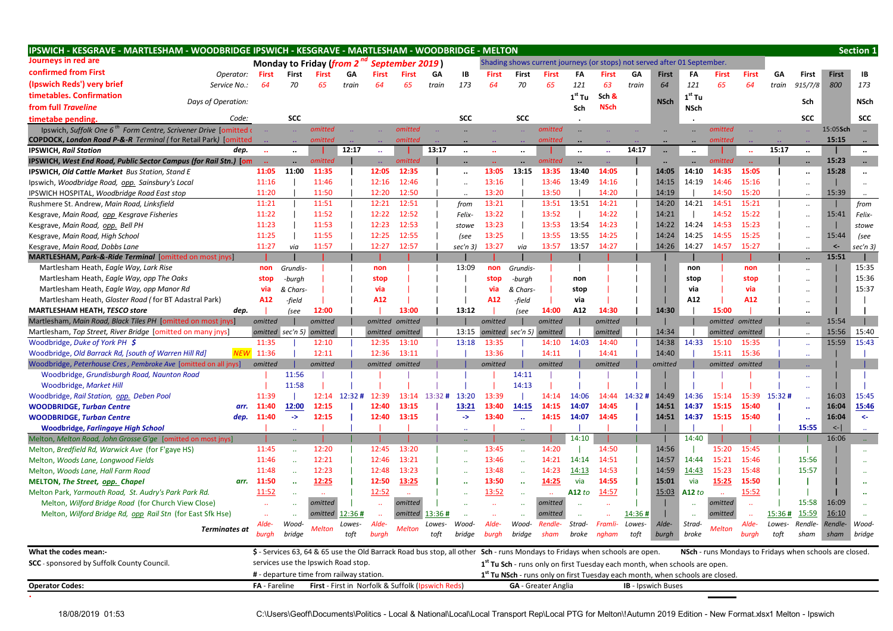## IPSWICH - KESGRAVE - MARTLESHAM - WOODBRIDGE IPSWICH - KESGRAVE - MARTLESHAM - WOODBRIDGE - MELTON

**Section 1**

Journeys in red are confirmed from First (Ipswich Reds') very brief timetables. Confirmation from full *Traveline* timetabe pending.

**Monday to Friday (*from 2nd September 2019*)**

Shading shows current journeys (or stops) not served after 01 September.

| Operator: | | First | First | First | GA | First | First | GA | IB | First | First | First | FA | First | GA | First | FA | First | First | GA | First | First | IB |
|---|---|---|---|---|---|---|---|---|---|---|---|---|---|---|---|---|---|---|---|---|---|---|---|
| Service No.: | | 64 | 70 | 65 | train | 64 | 65 | train | 173 | 64 | 70 | 65 | 121 | 63 | train | 64 | 121 | 65 | 64 | train | 915/7/8 | 800 | 173 |
| Days of Operation: | | | | | | | | | | | | | 1st Tu Sch | Sch & NSch | | NSch | 1st Tu NSch | | | | Sch | | NSch |
| Code: | | | SCC | | | | | | SCC | | SCC | | . | | | | . | | | | SCC | | SCC |
| Ipswich, *Suffolk One 6th Form Centre, Scrivener Drive* [omitted ... | | .. | .. | omitted | .. | .. | omitted | .. | .. | .. | .. | omitted | .. | .. | .. | .. | .. | omitted | .. | .. | .. | 15:05Sch | .. |
| **COPDOCK, *London Road P-&-R Terminal*** (*for Retail Park*) [omitted | | .. | .. | omitted | .. | .. | omitted | .. | .. | .. | .. | omitted | .. | .. | .. | .. | .. | omitted | .. | .. | .. | 15:15 | .. |
| **IPSWICH, *Rail Station*** | **dep.** | .. | .. | \| | 12:17 | .. | \| | 13:17 | .. | .. | .. | \| | .. | .. | 14:17 | .. | .. | \| | .. | 15:17 | .. | \| | .. |
| **IPSWICH, *West End Road, Public Sector Campus (for Rail Stn.)*** [om | | .. | .. | omitted | \| | .. | omitted | \| | .. | .. | .. | omitted | .. | .. | \| | .. | .. | omitted | .. | \| | .. | 15:23 | .. |
| **IPSWICH, *Old Cattle Market*** *Bus Station, Stand E* | | 11:05 | 11:00 | 11:35 | \| | 12:05 | 12:35 | \| | .. | 13:05 | 13:15 | 13:35 | 13:40 | 14:05 | \| | 14:05 | 14:10 | 14:35 | 15:05 | \| | .. | 15:28 | .. |
| Ipswich, *Woodbridge Road, opp. Sainsbury's Local* | | 11:16 | \| | 11:46 | \| | 12:16 | 12:46 | \| | .. | 13:16 | \| | 13:46 | 13:49 | 14:16 | \| | 14:15 | 14:19 | 14:46 | 15:16 | \| | .. | \| | .. |
| IPSWICH HOSPITAL, *Woodbridge Road East stop* | | 11:20 | \| | 11:50 | \| | 12:20 | 12:50 | \| | .. | 13:20 | \| | 13:50 | \| | 14:20 | \| | 14:19 | \| | 14:50 | 15:20 | \| | .. | 15:39 | .. |
| Rushmere St. Andrew, *Main Road, Linksfield* | | 11:21 | \| | 11:51 | \| | 12:21 | 12:51 | \| | *from* | 13:21 | \| | 13:51 | 13:51 | 14:21 | \| | 14:20 | 14:21 | 14:51 | 15:21 | \| | .. | \| | *from* |
| Kesgrave, *Main Road, opp Kesgrave Fisheries* | | 11:22 | \| | 11:52 | \| | 12:22 | 12:52 | \| | *Felix-* | 13:22 | \| | 13:52 | \| | 14:22 | \| | 14:21 | \| | 14:52 | 15:22 | \| | .. | 15:41 | *Felix-* |
| Kesgrave, *Main Road, opp. Bell PH* | | 11:23 | \| | 11:53 | \| | 12:23 | 12:53 | \| | *stowe* | 13:23 | \| | 13:53 | 13:54 | 14:23 | \| | 14:22 | 14:24 | 14:53 | 15:23 | \| | .. | \| | *stowe* |
| Kesgrave, *Main Road, High School* | | 11:25 | \| | 11:55 | \| | 12:25 | 12:55 | \| | *(see* | 13:25 | \| | 13:55 | 13:55 | 14:25 | \| | 14:24 | 14:25 | 14:55 | 15:25 | \| | .. | 15:44 | *(see* |
| Kesgrave, *Main Road, Dobbs Lane* | | 11:27 | *via* | 11:57 | \| | 12:27 | 12:57 | \| | *sec'n 3)* | 13:27 | *via* | 13:57 | 13:57 | 14:27 | \| | 14:26 | 14:27 | 14:57 | 15:27 | \| | .. | <- | *sec'n 3)* |
| **MARTLESHAM, *Park-&-Ride Terminal*** [omitted on most jnys] | | \| | \| | \| | \| | \| | \| | \| | \| | \| | \| | \| | \| | \| | \| | \| | \| | \| | \| | \| | .. | 15:51 | \| |
| Martlesham Heath, *Eagle Way, Lark Rise* | | non | *Grundis-* | \| | \| | non | \| | \| | 13:09 | non | *Grundis-* | \| | \| | \| | \| | \| | non | \| | non | \| | .. | \| | 15:35 |
| Martlesham Heath, *Eagle Way, opp The Oaks* | | stop | *-burgh* | \| | \| | stop | \| | \| | \| | stop | *-burgh* | \| | non | \| | \| | \| | stop | \| | stop | \| | .. | \| | 15:36 |
| Martlesham Heath, *Eagle Way, opp Manor Rd* | | via | *& Chars-* | \| | \| | via | \| | \| | \| | via | *& Chars-* | \| | stop | \| | \| | \| | via | \| | via | \| | .. | \| | 15:37 |
| Martlesham Heath, *Gloster Road* (*for BT Adastral Park*) | | A12 | *-field* | \| | \| | A12 | \| | \| | \| | A12 | *-field* | \| | via | \| | \| | \| | A12 | \| | A12 | \| | .. | \| | \| |
| **MARTLESHAM HEATH, *TESCO store*** | **dep.** | \| | *(see* | 12:00 | \| | \| | 13:00 | \| | 13:12 | \| | *(see* | 14:00 | A12 | 14:30 | \| | 14:30 | \| | 15:00 | \| | \| | .. | \| | \| |
| Martlesham, *Main Road, Black Tiles PH* [omitted on most jnys] | | omitted | \| | omitted | \| | omitted | omitted | \| | \| | omitted | \| | omitted | \| | omitted | \| | \| | \| | omitted | omitted | \| | .. | 15:54 | \| |
| Martlesham, *Top Street, River Bridge* [omitted on many jnys] | | omitted | *sec'n 5)* | omitted | \| | omitted | omitted | \| | 13:15 | omitted | *sec'n 5)* | omitted | \| | omitted | \| | 14:34 | \| | omitted | omitted | \| | .. | 15:56 | 15:40 |
| Woodbridge, *Duke of York PH* **$** | | 11:35 | \| | 12:10 | \| | 12:35 | 13:10 | \| | 13:18 | 13:35 | \| | 14:10 | 14:03 | 14:40 | \| | 14:38 | 14:33 | 15:10 | 15:35 | \| | .. | 15:59 | 15:43 |
| Woodbridge, *Old Barrack Rd, [south of Warren Hill Rd]* NEW | | 11:36 | \| | 12:11 | \| | 12:36 | 13:11 | \| | \| | 13:36 | \| | 14:11 | \| | 14:41 | \| | 14:40 | \| | 15:11 | 15:36 | \| | .. | \| | \| |
| Woodbridge, *Peterhouse Cres, Pembroke Ave* [omitted on all jnys] | | omitted | \| | omitted | \| | omitted | omitted | \| | \| | omitted | \| | omitted | \| | omitted | \| | omitted | \| | omitted | omitted | \| | .. | \| | \| |
| Woodbridge, *Grundisburgh Road, Naunton Road* | | \| | 11:56 | \| | \| | \| | \| | \| | \| | \| | 14:11 | \| | \| | \| | \| | \| | \| | \| | \| | \| | .. | \| | \| |
| Woodbridge, *Market Hill* | | \| | 11:58 | \| | \| | \| | \| | \| | \| | \| | 14:13 | \| | \| | \| | \| | \| | \| | \| | \| | \| | .. | \| | \| |
| Woodbridge, *Rail Station, opp. Deben Pool* | | 11:39 | \| | 12:14 | 12:32 # | 12:39 | 13:14 | 13:32 # | 13:20 | 13:39 | \| | 14:14 | 14:06 | 14:44 | 14:32 # | 14:49 | 14:36 | 15:14 | 15:39 | 15:32 # | .. | 16:03 | 15:45 |
| **WOODBRIDGE, *Turban Centre*** | **arr.** | 11:40 | 12:00 | 12:15 | \| | 12:40 | 13:15 | \| | 13:21 | 13:40 | 14:15 | 14:15 | 14:07 | 14:45 | \| | 14:51 | 14:37 | 15:15 | 15:40 | \| | .. | 16:04 | 15:46 |
| **WOODBRIDGE, *Turban Centre*** | **dep.** | 11:40 | -> | 12:15 | \| | 12:40 | 13:15 | \| | -> | 13:40 | .. | 14:15 | 14:07 | 14:45 | \| | 14:51 | 14:37 | 15:15 | 15:40 | \| | .. | 16:04 | <- |
| **Woodbridge, *Farlingaye High School*** | | \| | .. | \| | \| | \| | \| | \| | .. | \| | .. | \| | \| | \| | \| | \| | \| | \| | \| | \| | 15:55 | <-\| | .. |
| Melton, *Melton Road, John Grosse G'ge* [omitted on most jnys] | | \| | .. | \| | \| | \| | \| | \| | .. | \| | .. | \| | 14:10 | \| | \| | \| | 14:40 | \| | \| | \| | \| | 16:06 | .. |
| Melton, *Bredfield Rd, Warwick Ave* (*for F'gaye HS*) | | 11:45 | .. | 12:20 | \| | 12:45 | 13:20 | \| | .. | 13:45 | .. | 14:20 | \| | 14:50 | \| | 14:56 | \| | 15:20 | 15:45 | \| | \| | \| | .. |
| Melton, *Woods Lane, Longwood Fields* | | 11:46 | .. | 12:21 | \| | 12:46 | 13:21 | \| | .. | 13:46 | .. | 14:21 | 14:14 | 14:51 | \| | 14:57 | 14:44 | 15:21 | 15:46 | \| | 15:56 | \| | .. |
| Melton, *Woods Lane, Hall Farm Road* | | 11:48 | .. | 12:23 | \| | 12:48 | 13:23 | \| | .. | 13:48 | .. | 14:23 | 14:13 | 14:53 | \| | 14:59 | 14:43 | 15:23 | 15:48 | \| | 15:57 | \| | .. |
| **MELTON, *The Street, opp. Chapel*** | **arr.** | 11:50 | .. | 12:25 | \| | 12:50 | 13:25 | \| | .. | 13:50 | .. | 14:25 | via | 14:55 | \| | 15:01 | via | 15:25 | 15:50 | \| | \| | \| | .. |
| Melton Park, *Yarmouth Road, St. Audry's Park Park Rd.* | | 11:52 | .. | .. | \| | 12:52 | .. | \| | .. | 13:52 | .. | .. | A12 to | 14:57 | \| | 15:03 | A12 to | .. | 15:52 | \| | \| | \| | .. |
| Melton, *Wilford Bridge Road* (*for Church View Close*) | | .. | .. | omitted | \| | .. | omitted | \| | .. | .. | .. | omitted | .. | .. | \| | \| | .. | omitted | .. | \| | 15:58 | 16:09 | .. |
| Melton, *Wilford Bridge Rd, opp Rail Stn* (*for East Sfk Hse*) | | .. | .. | omitted | 12:36 # | .. | omitted | 13:36 # | .. | .. | .. | omitted | .. | .. | 14:36 # | \| | .. | omitted | .. | 15:36 # | 15:59 | 16:10 | .. |
| **Terminates at** | | *Alde-burgh* | *Wood-bridge* | *Melton* | *Lowes-toft* | *Alde-burgh* | *Melton* | *Lowes-toft* | *Wood-bridge* | *Alde-burgh* | *Wood-bridge* | *Rendle-sham* | *Strad-broke* | *Framli-ngham* | *Lowes-toft* | *Alde-burgh* | *Strad-broke* | *Melton* | *Alde-burgh* | *Lowes-toft* | *Rendle-sham* | *Rendle-sham* | *Wood-bridge* |

**What the codes mean:-**

SCC - sponsored by Suffolk County Council.

$ - Services 63, 64 & 65 use the Old Barrack Road bus stop, all other services use the Ipswich Road stop.

# - departure time from railway station.

**Sch** - runs Mondays to Fridays when schools are open.

1st Tu Sch - runs only on first Tuesday each month, when schools are open.

1st Tu NSch - runs only on first Tuesday each month, when schools are closed.

**NSch** - runs Mondays to Fridays when schools are closed.

**Operator Codes:**

FA - Fareline | **First** - First in Norfolk & Suffolk (Ipswich Reds) | **GA** - Greater Anglia | **IB** - Ipswich Buses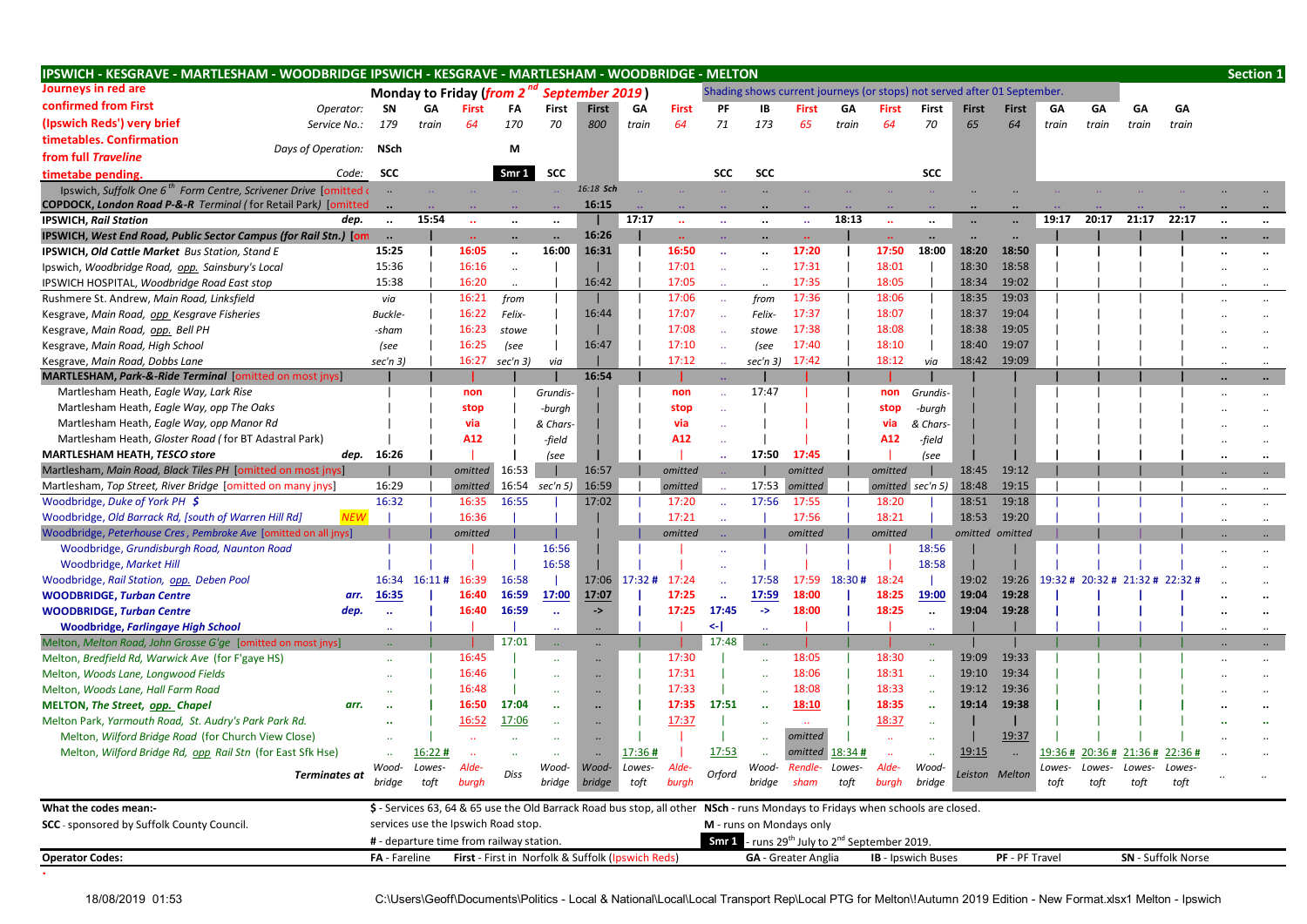## IPSWICH - KESGRAVE - MARTLESHAM - WOODBRIDGE IPSWICH - KESGRAVE - MARTLESHAM - WOODBRIDGE - MELTON

**Section 1**

Journeys in red are confirmed from First (Ipswich Reds') very brief timetables. Confirmation from full *Traveline* timetabe pending.

**Monday to Friday** (*from 2nd September 2019*)

Shading shows current journeys (or stops) not served after 01 September.

| | | | | | | | | | | | | | | | | | | | | | |
|---|---|---|---|---|---|---|---|---|---|---|---|---|---|---|---|---|---|---|---|---|---|
| *Operator:* | SN | GA | First | FA | First | First | GA | First | PF | IB | First | GA | First | First | First | First | GA | GA | GA | GA | | |
| *Service No.:* | 179 | train | 64 | 170 | 70 | 800 | train | 64 | 71 | 173 | 65 | train | 64 | 70 | 65 | 64 | train | train | train | train | | |
| *Days of Operation:* | NSch | | | M | | | | | | | | | | | | | | | | | | |
| *Code:* | SCC | | | Smr 1 | SCC | | | | SCC | SCC | | | | SCC | | | | | | | | |
| Ipswich, *Suffolk One 6th Form Centre, Scrivener Drive* [omitted on most jnys] | .. | .. | .. | .. | .. | 16:18 Sch | .. | .. | .. | .. | .. | .. | .. | .. | .. | .. | .. | .. | .. | .. | .. | .. |
| **COPDOCK, *London Road P-&-R* Terminal** (for Retail Park) [omitted on most jnys] | .. | .. | .. | .. | .. | 16:15 | .. | .. | .. | .. | .. | .. | .. | .. | .. | .. | .. | .. | .. | .. | .. | .. |
| **IPSWICH, *Rail Station*** dep. | .. | 15:54 | .. | .. | .. | \| | 17:17 | .. | .. | .. | .. | 18:13 | .. | .. | .. | .. | 19:17 | 20:17 | 21:17 | 22:17 | .. | .. |
| **IPSWICH, *West End Road, Public Sector Campus* (for Rail Stn.)** [omitted on most jnys] | .. | \| | .. | .. | .. | 16:26 | \| | .. | .. | .. | .. | \| | .. | .. | .. | .. | \| | \| | \| | \| | .. | .. |
| **IPSWICH, *Old Cattle Market* Bus Station, Stand E** | 15:25 | \| | 16:05 | .. | 16:00 | 16:31 | \| | 16:50 | .. | .. | 17:20 | \| | 17:50 | 18:00 | 18:20 | 18:50 | \| | \| | \| | \| | .. | .. |
| Ipswich, *Woodbridge Road, opp. Sainsbury's Local* | 15:36 | \| | 16:16 | .. | \| | \| | \| | 17:01 | .. | .. | 17:31 | \| | 18:01 | \| | 18:30 | 18:58 | \| | \| | \| | \| | .. | .. |
| IPSWICH HOSPITAL, *Woodbridge Road East stop* | 15:38 | \| | 16:20 | .. | \| | 16:42 | \| | 17:05 | .. | .. | 17:35 | \| | 18:05 | \| | 18:34 | 19:02 | \| | \| | \| | \| | .. | .. |
| Rushmere St. Andrew, *Main Road, Linksfield* | via | \| | 16:21 | from | \| | \| | \| | 17:06 | .. | from | 17:36 | \| | 18:06 | \| | 18:35 | 19:03 | \| | \| | \| | \| | .. | .. |
| Kesgrave, *Main Road, opp Kesgrave Fisheries* | Buckle- | \| | 16:22 | Felix- | \| | 16:44 | \| | 17:07 | .. | Felix- | 17:37 | \| | 18:07 | \| | 18:37 | 19:04 | \| | \| | \| | \| | .. | .. |
| Kesgrave, *Main Road, opp. Bell PH* | -sham | \| | 16:23 | stowe | \| | \| | \| | 17:08 | .. | stowe | 17:38 | \| | 18:08 | \| | 18:38 | 19:05 | \| | \| | \| | \| | .. | .. |
| Kesgrave, *Main Road, High School* | (see | \| | 16:25 | (see | \| | 16:47 | \| | 17:10 | .. | (see | 17:40 | \| | 18:10 | \| | 18:40 | 19:07 | \| | \| | \| | \| | .. | .. |
| Kesgrave, *Main Road, Dobbs Lane* | sec'n 3) | \| | 16:27 | sec'n 3) | via | \| | \| | 17:12 | .. | sec'n 3) | 17:42 | \| | 18:12 | via | 18:42 | 19:09 | \| | \| | \| | \| | .. | .. |
| **MARTLESHAM, *Park-&-Ride Terminal*** [omitted on most jnys] | \| | \| | \| | \| | \| | 16:54 | \| | \| | .. | \| | \| | \| | \| | \| | \| | \| | \| | \| | \| | \| | .. | .. |
| Martlesham Heath, *Eagle Way, Lark Rise* | \| | \| | non | \| | Grundis- | \| | \| | non | .. | 17:47 | \| | \| | non | Grundis- | \| | \| | \| | \| | \| | \| | .. | .. |
| Martlesham Heath, *Eagle Way, opp The Oaks* | \| | \| | stop | \| | -burgh | \| | \| | stop | .. | \| | \| | \| | stop | -burgh | \| | \| | \| | \| | \| | \| | .. | .. |
| Martlesham Heath, *Eagle Way, opp Manor Rd* | \| | \| | via | \| | & Chars- | \| | \| | via | .. | \| | \| | \| | via | & Chars- | \| | \| | \| | \| | \| | \| | .. | .. |
| Martlesham Heath, *Gloster Road* (for BT Adastral Park) | \| | \| | A12 | \| | -field | \| | \| | A12 | .. | \| | \| | \| | A12 | -field | \| | \| | \| | \| | \| | \| | .. | .. |
| **MARTLESHAM HEATH, *TESCO store*** dep. | 16:26 | \| | \| | \| | (see | \| | \| | \| | .. | 17:50 | 17:45 | \| | \| | (see | \| | \| | \| | \| | \| | \| | .. | .. |
| Martlesham, *Main Road, Black Tiles PH* [omitted on most jnys] | \| | \| | omitted | 16:53 | \| | 16:57 | \| | omitted | .. | \| | omitted | \| | omitted | \| | 18:45 | 19:12 | \| | \| | \| | \| | .. | .. |
| Martlesham, *Top Street, River Bridge* [omitted on many jnys] | 16:29 | \| | omitted | 16:54 | sec'n 5) | 16:59 | \| | omitted | .. | 17:53 | omitted | \| | omitted | sec'n 5) | 18:48 | 19:15 | \| | \| | \| | \| | .. | .. |
| Woodbridge, *Duke of York PH* $ | 16:32 | \| | 16:35 | 16:55 | \| | 17:02 | \| | 17:20 | .. | 17:56 | 17:55 | \| | 18:20 | \| | 18:51 | 19:18 | \| | \| | \| | \| | .. | .. |
| Woodbridge, *Old Barrack Rd, [south of Warren Hill Rd]* NEW | \| | \| | 16:36 | \| | \| | \| | \| | 17:21 | .. | \| | 17:56 | \| | 18:21 | \| | 18:53 | 19:20 | \| | \| | \| | \| | .. | .. |
| Woodbridge, *Peterhouse Cres, Pembroke Ave* [omitted on all jnys] | \| | \| | omitted | \| | \| | \| | \| | omitted | .. | \| | omitted | \| | omitted | \| | omitted | omitted | \| | \| | \| | \| | .. | .. |
| Woodbridge, *Grundisburgh Road, Naunton Road* | \| | \| | \| | \| | 16:56 | \| | \| | \| | .. | \| | \| | \| | \| | 18:56 | \| | \| | \| | \| | \| | \| | .. | .. |
| Woodbridge, *Market Hill* | \| | \| | \| | \| | 16:58 | \| | \| | \| | .. | \| | \| | \| | \| | 18:58 | \| | \| | \| | \| | \| | \| | .. | .. |
| Woodbridge, *Rail Station, opp. Deben Pool* | 16:34 | 16:11 # | 16:39 | 16:58 | \| | 17:06 | 17:32 # | 17:24 | .. | 17:58 | 17:59 | 18:30 # | 18:24 | \| | 19:02 | 19:26 | 19:32 # | 20:32 # | 21:32 # | 22:32 # | .. | .. |
| **WOODBRIDGE, *Turban Centre*** arr. | 16:35 | \| | 16:40 | 16:59 | 17:00 | 17:07 | \| | 17:25 | .. | 17:59 | 18:00 | \| | 18:25 | 19:00 | 19:04 | 19:28 | \| | \| | \| | \| | .. | .. |
| **WOODBRIDGE, *Turban Centre*** dep. | .. | \| | 16:40 | 16:59 | .. | -> | \| | 17:25 | 17:45 | -> | 18:00 | \| | 18:25 | .. | 19:04 | 19:28 | \| | \| | \| | \| | .. | .. |
| ***Woodbridge, Farlingaye High School*** | .. | \| | \| | \| | .. | .. | \| | \| | <-\| | .. | \| | \| | \| | .. | \| | \| | \| | \| | \| | \| | .. | .. |
| Melton, *Melton Road, John Grosse G'ge* [omitted on most jnys] | .. | \| | \| | 17:01 | .. | .. | \| | \| | 17:48 | .. | \| | \| | \| | .. | \| | \| | \| | \| | \| | \| | .. | .. |
| Melton, *Bredfield Rd, Warwick Ave* (for F'gaye HS) | .. | \| | 16:45 | \| | .. | .. | \| | 17:30 | \| | .. | 18:05 | \| | 18:30 | .. | 19:09 | 19:33 | \| | \| | \| | \| | .. | .. |
| Melton, *Woods Lane, Longwood Fields* | .. | \| | 16:46 | \| | .. | .. | \| | 17:31 | \| | .. | 18:06 | \| | 18:31 | .. | 19:10 | 19:34 | \| | \| | \| | \| | .. | .. |
| Melton, *Woods Lane, Hall Farm Road* | .. | \| | 16:48 | \| | .. | .. | \| | 17:33 | \| | .. | 18:08 | \| | 18:33 | .. | 19:12 | 19:36 | \| | \| | \| | \| | .. | .. |
| **MELTON, *The Street, opp. Chapel*** arr. | .. | \| | 16:50 | 17:04 | .. | .. | \| | 17:35 | 17:51 | .. | 18:10 | \| | 18:35 | .. | 19:14 | 19:38 | \| | \| | \| | \| | .. | .. |
| Melton Park, *Yarmouth Road, St. Audry's Park Park Rd.* | .. | \| | 16:52 | 17:06 | .. | .. | \| | 17:37 | \| | .. | .. | \| | 18:37 | .. | \| | \| | \| | \| | \| | \| | .. | .. |
| Melton, *Wilford Bridge Road* (for Church View Close) | .. | \| | .. | .. | .. | .. | \| | .. | \| | .. | omitted | \| | .. | .. | \| | 19:37 | \| | \| | \| | \| | .. | .. |
| Melton, *Wilford Bridge Rd, opp Rail Stn* (for East Sfk Hse) | .. | 16:22 # | .. | .. | .. | .. | 17:36 # | \| | 17:53 | .. | omitted | 18:34 # | .. | .. | 19:15 | .. | 19:36 # | 20:36 # | 21:36 # | 22:36 # | .. | .. |
| **Terminates at** | Woodbridge | Lowestoft | Aldeburgh | Diss | Woodbridge | Woodbridge | Lowestoft | Aldeburgh | Orford | Woodbridge | Rendlesham | Lowestoft | Aldeburgh | Woodbridge | Leiston | Melton | Lowestoft | Lowestoft | Lowestoft | Lowestoft | .. | .. |

**What the codes mean:-**

**SCC** - sponsored by Suffolk County Council.

**$** - Services 63, 64 & 65 use the Old Barrack Road bus stop, all other services use the Ipswich Road stop.

**#** - departure time from railway station.

**NSch** - runs Mondays to Fridays when schools are closed.

**M** - runs on Mondays only

**Smr 1** - runs 29th July to 2nd September 2019.

**Operator Codes:** **FA** - Fareline; **First** - First in Norfolk & Suffolk (Ipswich Reds); **GA** - Greater Anglia; **IB** - Ipswich Buses; **PF** - PF Travel; **SN** - Suffolk Norse

18/08/2019 01:53 C:\Users\Geoff\Documents\Politics - Local & National\Local\Local Transport Rep\Local PTG for Melton\!Autumn 2019 Edition - New Format.xlsx1 Melton - Ipswich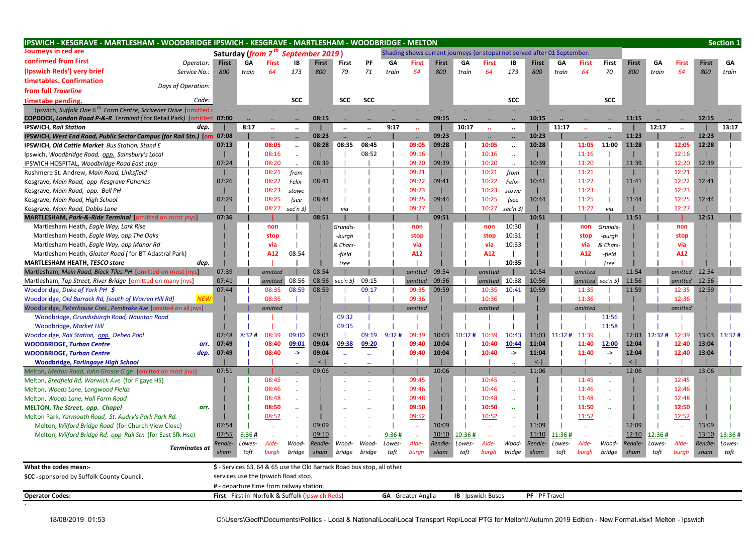## IPSWICH - KESGRAVE - MARTLESHAM - WOODBRIDGE IPSWICH - KESGRAVE - MARTLESHAM - WOODBRIDGE - MELTON

**Section 1**

Journeys in red are confirmed from First (Ipswich Reds') very brief timetables. Confirmation from full *Traveline* timetabe pending.

**Saturday** (*from 7th September 2019*)

Shading shows current journeys (or stops) not served after 01 September.

| | | | | | | | | | | | | | | | | | | | | | | |
|---|---|---|---|---|---|---|---|---|---|---|---|---|---|---|---|---|---|---|---|---|---|---|
| Operator: | First | GA | First | IB | First | First | PF | GA | First | First | GA | First | IB | First | GA | First | First | First | GA | First | First | GA |
| Service No.: | 800 | train | 64 | 173 | 800 | 70 | 71 | train | 64 | 800 | train | 64 | 173 | 800 | train | 64 | 70 | 800 | train | 64 | 800 | train |
| Days of Operation: | | | | | | | | | | | | | | | | | | | | | | |
| Code: | | | | SCC | | SCC | SCC | | | | | | SCC | | | | SCC | | | | | |
| Ipswich, *Suffolk One 6th Form Centre, Scrivener Drive* [omitted ... | .. | .. | .. | .. | .. | .. | .. | .. | .. | .. | .. | .. | .. | .. | .. | .. | .. | .. | .. | .. | .. | .. |
| **COPDOCK, *London Road P-&-R Terminal*** (*for Retail Park*) [omitted ... | 07:00 | .. | .. | .. | 08:15 | .. | .. | .. | .. | 09:15 | .. | .. | .. | 10:15 | .. | .. | .. | 11:15 | .. | .. | 12:15 | .. |
| **IPSWICH, *Rail Station*** dep. | | 8:17 | .. | .. | | .. | .. | 9:17 | .. | | 10:17 | .. | .. | | 11:17 | .. | .. | | 12:17 | .. | | 13:17 |
| **IPSWICH, *West End Road, Public Sector Campus (for Rail Stn.)*** [om... | 07:08 | | .. | .. | 08:23 | .. | .. | | .. | 09:23 | | .. | .. | 10:23 | | .. | .. | 11:23 | | .. | 12:23 | |
| **IPSWICH, *Old Cattle Market*** *Bus Station, Stand E* | 07:13 | | 08:05 | .. | 08:28 | 08:35 | 08:45 | | 09:05 | 09:28 | | 10:05 | .. | 10:28 | | 11:05 | 11:00 | 11:28 | | 12:05 | 12:28 | |
| Ipswich, *Woodbridge Road,* opp. *Sainsbury's Local* | | | 08:16 | .. | | | 08:52 | | 09:16 | | | 10:16 | .. | | | 11:16 | | | | 12:16 | | |
| IPSWICH HOSPITAL, *Woodbridge Road East stop* | 07:24 | | 08:20 | .. | 08:39 | | | | 09:20 | 09:39 | | 10:20 | .. | 10:39 | | 11:20 | | 11:39 | | 12:20 | 12:39 | |
| Rushmere St. Andrew, *Main Road, Linksfield* | | | 08:21 | *from* | | | | | 09:21 | | | 10:21 | *from* | | | 11:21 | | | | 12:21 | | |
| Kesgrave, *Main Road,* opp *Kesgrave Fisheries* | 07:26 | | 08:22 | *Felix-* | 08:41 | | | | 09:22 | 09:41 | | 10:22 | *Felix-* | 10:41 | | 11:22 | | 11:41 | | 12:22 | 12:41 | |
| Kesgrave, *Main Road,* opp. *Bell PH* | | | 08:23 | *stowe* | | | | | 09:23 | | | 10:23 | *stowe* | | | 11:23 | | | | 12:23 | | |
| Kesgrave, *Main Road, High School* | 07:29 | | 08:25 | *(see* | 08:44 | | | | 09:25 | 09:44 | | 10:25 | *(see* | 10:44 | | 11:25 | | 11:44 | | 12:25 | 12:44 | |
| Kesgrave, *Main Road, Dobbs Lane* | | | 08:27 | *sec'n 3)* | | *via* | | | 09:27 | | | 10:27 | *sec'n 3)* | | | 11:27 | *via* | | | 12:27 | | |
| **MARTLESHAM, *Park-&-Ride Terminal*** [omitted on most jnys] | 07:36 | | | | 08:51 | | | | | 09:51 | | | | 10:51 | | | | 11:51 | | | 12:51 | |
| Martlesham Heath, *Eagle Way, Eagle Way Rise* | | | non | | | *Grundis-* | | | non | | | non | 10:30 | | | non | *Grundis-* | | | non | | |
| Martlesham Heath, *Eagle Way, opp The Oaks* | | | stop | | | *-burgh* | | | stop | | | stop | 10:31 | | | stop | *-burgh* | | | stop | | |
| Martlesham Heath, *Eagle Way, opp Manor Rd* | | | via | | | *& Chars-* | | | via | | | via | 10:33 | | | via | *& Chars-* | | | via | | |
| Martlesham Heath, *Gloster Road* (*for BT Adastral Park*) | | | A12 | 08:54 | | *-field* | | | A12 | | | A12 | | | | A12 | *-field* | | | A12 | | |
| **MARTLESHAM HEATH, *TESCO store*** dep. | | | | | | *(see* | | | | | | | 10:35 | | | | *(see* | | | | | |
| Martlesham, *Main Road, Black Tiles PH* [omitted on most jnys] | 07:39 | | *omitted* | | 08:54 | | | | *omitted* | 09:54 | | *omitted* | | 10:54 | | *omitted* | | 11:54 | | *omitted* | 12:54 | |
| Martlesham, *Top Street, River Bridge* [omitted on many jnys] | 07:41 | | *omitted* | 08:56 | 08:56 | *sec'n 5)* | 09:15 | | *omitted* | 09:56 | | *omitted* | 10:38 | 10:56 | | *omitted* | *sec'n 5)* | 11:56 | | *omitted* | 12:56 | |
| Woodbridge, *Duke of York PH* $ | 07:44 | | 08:35 | 08:59 | 08:59 | | 09:17 | | 09:35 | 09:59 | | 10:35 | 10:41 | 10:59 | | 11:35 | | 11:59 | | 12:35 | 12:59 | |
| Woodbridge, *Old Barrack Rd, [south of Warren Hill Rd]* NEW | | | 08:36 | | | | | | 09:36 | | | 10:36 | | | | 11:36 | | | | 12:36 | | |
| Woodbridge, *Peterhouse Cres, Pembroke Ave* [omitted on all jnys] | | | *omitted* | | | | | | *omitted* | | | *omitted* | | | | *omitted* | | | | *omitted* | | |
| Woodbridge, *Grundisburgh Road, Naunton Road* | | | | | | 09:32 | | | | | | | | | | | 11:56 | | | | | |
| Woodbridge, *Market Hill* | | | | | | 09:35 | | | | | | | | | | | 11:58 | | | | | |
| Woodbridge, *Rail Station,* opp. *Deben Pool* | 07:48 | 8:32 # | 08:39 | 09:00 | 09:03 | | 09:19 | 9:32 # | 09:39 | 10:03 | 10:32 # | 10:39 | 10:43 | 11:03 | 11:32 # | 11:39 | | 12:03 | 12:32 # | 12:39 | 13:03 | 13:32 # |
| **WOODBRIDGE, *Turban Centre*** arr. | 07:49 | | 08:40 | 09:01 | 09:04 | 09:38 | 09:20 | | 09:40 | 10:04 | | 10:40 | 10:44 | 11:04 | | 11:40 | 12:00 | 12:04 | | 12:40 | 13:04 | |
| **WOODBRIDGE, *Turban Centre*** dep. | 07:49 | | 08:40 | -> | 09:04 | .. | .. | | 09:40 | 10:04 | | 10:40 | -> | 11:04 | | 11:40 | -> | 12:04 | | 12:40 | 13:04 | |
| **Woodbridge, *Farlingaye High School*** | | | | .. | <-\| | .. | .. | | | | | | .. | <-\| | | | .. | <-\| | | | | |
| Melton, *Melton Road, John Grosse G'ge* [omitted on most jnys] | 07:51 | | | .. | 09:06 | .. | .. | | | 10:06 | | | .. | 11:06 | | | .. | 12:06 | | | 13:06 | |
| Melton, *Bredfield Rd, Warwick Ave* (for F'gaye HS) | | | 08:45 | .. | | .. | .. | | 09:45 | | | 10:45 | .. | | | 11:45 | .. | | | 12:45 | | |
| Melton, *Woods Lane, Longwood Fields* | | | 08:46 | .. | | .. | .. | | 09:46 | | | 10:46 | .. | | | 11:46 | .. | | | 12:46 | | |
| Melton, *Woods Lane, Hall Farm Road* | | | 08:48 | .. | | .. | .. | | 09:48 | | | 10:48 | .. | | | 11:48 | .. | | | 12:48 | | |
| **MELTON, *The Street,* opp. *Chapel*** arr. | | | 08:50 | .. | | .. | .. | | 09:50 | | | 10:50 | .. | | | 11:50 | .. | | | 12:50 | | |
| Melton Park, *Yarmouth Road, St. Audry's Park Park Rd.* | | | 08:52 | .. | | .. | .. | | 09:52 | | | 10:52 | .. | | | 11:52 | .. | | | 12:52 | | |
| Melton, *Wilford Bridge Road* (for Church View Close) | 07:54 | | .. | .. | 09:09 | .. | .. | | .. | 10:09 | | .. | .. | 11:09 | | .. | .. | 12:09 | | .. | 13:09 | |
| Melton, *Wilford Bridge Rd,* opp *Rail Stn* (for East Sfk Hse) | 07:55 | 8:36 # | .. | .. | 09:10 | .. | .. | 9:36 # | .. | 10:10 | 10:36 # | .. | .. | 11:10 | 11:36 # | .. | .. | 12:10 | 12:36 # | .. | 13:10 | 13:36 # |
| **Terminates at** | Rendle-sham | Lowes-toft | Alde-burgh | Wood-bridge | Rendle-sham | Wood-bridge | Wood-bridge | Lowes-toft | Alde-burgh | Rendle-sham | Lowes-toft | Alde-burgh | Wood-bridge | Rendle-sham | Lowes-toft | Alde-burgh | Wood-bridge | Rendle-sham | Lowes-toft | Alde-burgh | Rendle-sham | Lowes-toft |

**What the codes mean:-**

**SCC** - sponsored by Suffolk County Council.

$ - Services 63, 64 & 65 use the Old Barrack Road bus stop, all other services use the Ipswich Road stop.

# - departure time from railway station.

**Operator Codes:** **First** - First in Norfolk & Suffolk (Ipswich Reds) **GA** - Greater Anglia **IB** - Ipswich Buses **PF** - PF Travel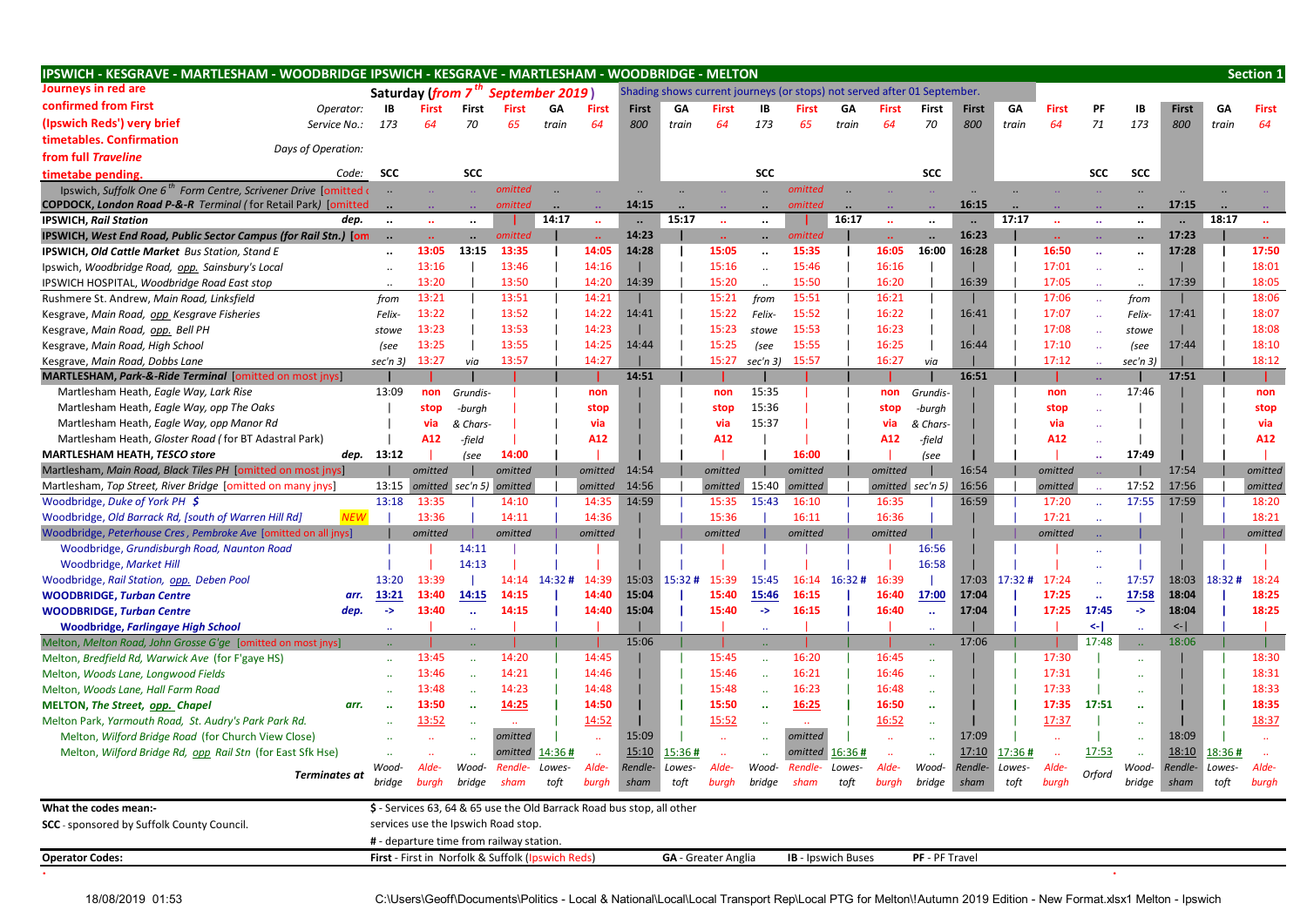# IPSWICH - KESGRAVE - MARTLESHAM - WOODBRIDGE IPSWICH - KESGRAVE - MARTLESHAM - WOODBRIDGE - MELTON

**Section 1**

Journeys in red are confirmed from First (Ipswich Reds') very brief timetables. Confirmation from full *Traveline* timetabe pending.

**Saturday** (*from 7th September 2019*)

Shading shows current journeys (or stops) not served after 01 September.

| Operator: | IB | First | First | First | GA | First | First | GA | First | IB | First | GA | First | First | First | GA | First | PF | IB | First | GA | First |
|---|---|---|---|---|---|---|---|---|---|---|---|---|---|---|---|---|---|---|---|---|---|---|
| Service No.: | 173 | 64 | 70 | 65 | train | 64 | 800 | train | 64 | 173 | 65 | train | 64 | 70 | 800 | train | 64 | 71 | 173 | 800 | train | 64 |
| Days of Operation: | | | | | | | | | | | | | | | | | | | | | | |
| Code: | SCC | | SCC | | | | | | | SCC | | | | SCC | | | | SCC | SCC | | | |
| Ipswich, *Suffolk One 6th Form Centre, Scrivener Drive* [omitted c | .. | .. | .. | omitted | .. | .. | .. | .. | .. | .. | omitted | .. | .. | .. | .. | .. | .. | .. | .. | .. | .. | .. |
| **COPDOCK, *London Road P-&-R Terminal*** (for Retail Park) [omitted | .. | .. | .. | omitted | .. | .. | 14:15 | .. | .. | .. | omitted | .. | .. | .. | 16:15 | .. | .. | .. | .. | 17:15 | .. | .. |
| **IPSWICH, *Rail Station*** dep. | .. | .. | .. | | 14:17 | .. | .. | 15:17 | .. | .. | | 16:17 | .. | .. | .. | 17:17 | .. | .. | .. | .. | 18:17 | .. |
| **IPSWICH, *West End Road, Public Sector Campus* (for Rail Stn.)** [om | .. | .. | .. | omitted | | .. | 14:23 | | .. | .. | omitted | | .. | .. | 16:23 | | .. | .. | .. | 17:23 | | .. |
| **IPSWICH, *Old Cattle Market*** Bus Station, Stand E | .. | 13:05 | 13:15 | 13:35 | | 14:05 | 14:28 | | 15:05 | .. | 15:35 | | 16:05 | 16:00 | 16:28 | | 16:50 | .. | .. | 17:28 | | 17:50 |
| Ipswich, *Woodbridge Road, opp. Sainsbury's Local* | .. | 13:16 | | 13:46 | | 14:16 | | | 15:16 | .. | 15:46 | | 16:16 | | | | 17:01 | .. | .. | | | 18:01 |
| IPSWICH HOSPITAL, *Woodbridge Road East stop* | .. | 13:20 | | 13:50 | | 14:20 | 14:39 | | 15:20 | .. | 15:50 | | 16:20 | | 16:39 | | 17:05 | .. | .. | 17:39 | | 18:05 |
| Rushmere St. Andrew, *Main Road, Linksfield* | from | 13:21 | | 13:51 | | 14:21 | | | 15:21 | from | 15:51 | | 16:21 | | | | 17:06 | .. | from | | | 18:06 |
| Kesgrave, *Main Road, opp Kesgrave Fisheries* | Felix- | 13:22 | | 13:52 | | 14:22 | 14:41 | | 15:22 | Felix- | 15:52 | | 16:22 | | 16:41 | | 17:07 | .. | Felix- | 17:41 | | 18:07 |
| Kesgrave, *Main Road, opp. Bell PH* | stowe | 13:23 | | 13:53 | | 14:23 | | | 15:23 | stowe | 15:53 | | 16:23 | | | | 17:08 | .. | stowe | | | 18:08 |
| Kesgrave, *Main Road, High School* | (see | 13:25 | | 13:55 | | 14:25 | 14:44 | | 15:25 | (see | 15:55 | | 16:25 | | 16:44 | | 17:10 | .. | (see | 17:44 | | 18:10 |
| Kesgrave, *Main Road, Dobbs Lane* | sec'n 3) | 13:27 | via | 13:57 | | 14:27 | | | 15:27 | sec'n 3) | 15:57 | | 16:27 | via | | | 17:12 | .. | sec'n 3) | | | 18:12 |
| **MARTLESHAM, *Park-&-Ride Terminal*** [omitted on most jnys] | | | | | | | 14:51 | | | | | | | | 16:51 | | | .. | | 17:51 | | |
| Martlesham Heath, *Eagle Way, Lark Rise* | 13:09 | non | Grundis- | | | non | | | non | 15:35 | | | non | Grundis- | | | non | .. | 17:46 | | | non |
| Martlesham Heath, *Eagle Way, opp The Oaks* | | stop | -burgh | | | stop | | | stop | 15:36 | | | stop | -burgh | | | stop | .. | | | | stop |
| Martlesham Heath, *Eagle Way, opp Manor Rd* | | via | & Chars- | | | via | | | via | 15:37 | | | via | & Chars- | | | via | .. | | | | via |
| Martlesham Heath, *Gloster Road* (for BT Adastral Park) | | A12 | -field | | | A12 | | | A12 | | | | A12 | -field | | | A12 | .. | | | | A12 |
| **MARTLESHAM HEATH, *TESCO store*** dep. | 13:12 | | (see | 14:00 | | | | | | | 16:00 | | | (see | | | | .. | 17:49 | | | |
| Martlesham, *Main Road, Black Tiles PH* [omitted on most jnys] | | omitted | | omitted | | omitted | 14:54 | | omitted | | omitted | | omitted | | 16:54 | | omitted | .. | | 17:54 | | omitted |
| Martlesham, *Top Street, River Bridge* [omitted on many jnys] | 13:15 | omitted | sec'n 5) | omitted | | omitted | 14:56 | | omitted | 15:40 | omitted | | omitted | sec'n 5) | 16:56 | | omitted | .. | 17:52 | 17:56 | | omitted |
| Woodbridge, *Duke of York PH* $ | 13:18 | 13:35 | | 14:10 | | 14:35 | 14:59 | | 15:35 | 15:43 | 16:10 | | 16:35 | | 16:59 | | 17:20 | .. | 17:55 | 17:59 | | 18:20 |
| Woodbridge, *Old Barrack Rd, [south of Warren Hill Rd]* NEW | | 13:36 | | 14:11 | | 14:36 | | | 15:36 | | 16:11 | | 16:36 | | | | 17:21 | .. | | | | 18:21 |
| Woodbridge, *Peterhouse Cres, Pembroke Ave* [omitted on all jnys] | | omitted | | omitted | | omitted | | | omitted | | omitted | | omitted | | | | omitted | .. | | | | omitted |
| Woodbridge, *Grundisburgh Road, Naunton Road* | | | 14:11 | | | | | | | | | | | 16:56 | | | | .. | | | | |
| Woodbridge, *Market Hill* | | | 14:13 | | | | | | | | | | | 16:58 | | | | .. | | | | |
| Woodbridge, *Rail Station, opp. Deben Pool* | 13:20 | 13:39 | | 14:14 | 14:32 # | 14:39 | 15:03 | 15:32 # | 15:39 | 15:45 | 16:14 | 16:32 # | 16:39 | | 17:03 | 17:32 # | 17:24 | .. | 17:57 | 18:03 | 18:32 # | 18:24 |
| **WOODBRIDGE, *Turban Centre*** arr. | 13:21 | 13:40 | 14:15 | 14:15 | | 14:40 | 15:04 | | 15:40 | 15:46 | 16:15 | | 16:40 | 17:00 | 17:04 | | 17:25 | .. | 17:58 | 18:04 | | 18:25 |
| **WOODBRIDGE, *Turban Centre*** dep. | -> | 13:40 | .. | 14:15 | | 14:40 | 15:04 | | 15:40 | -> | 16:15 | | 16:40 | .. | 17:04 | | 17:25 | 17:45 | -> | 18:04 | | 18:25 |
| **Woodbridge, *Farlingaye High School*** | .. | | .. | | | | | | | .. | | | | .. | | | | <-\| | .. | <-\| | | |
| Melton, *Melton Road, John Grosse G'ge* [omitted on most jnys] | .. | | .. | | | | 15:06 | | | .. | | | | .. | 17:06 | | | 17:48 | .. | 18:06 | | |
| Melton, *Bredfield Rd, Warwick Ave* (for F'gaye HS) | .. | 13:45 | .. | 14:20 | | 14:45 | | | 15:45 | .. | 16:20 | | 16:45 | .. | | | 17:30 | | .. | | | 18:30 |
| Melton, *Woods Lane, Longwood Fields* | .. | 13:46 | .. | 14:21 | | 14:46 | | | 15:46 | .. | 16:21 | | 16:46 | .. | | | 17:31 | | .. | | | 18:31 |
| Melton, *Woods Lane, Hall Farm Road* | .. | 13:48 | .. | 14:23 | | 14:48 | | | 15:48 | .. | 16:23 | | 16:48 | .. | | | 17:33 | | .. | | | 18:33 |
| **MELTON, *The Street, opp. Chapel*** arr. | .. | 13:50 | .. | 14:25 | | 14:50 | | | 15:50 | .. | 16:25 | | 16:50 | .. | | | 17:35 | 17:51 | .. | | | 18:35 |
| Melton Park, *Yarmouth Road, St. Audry's Park Park Rd.* | .. | 13:52 | .. | .. | | 14:52 | | | 15:52 | .. | .. | | 16:52 | .. | | | 17:37 | | .. | | | 18:37 |
| Melton, *Wilford Bridge Road* (for Church View Close) | .. | .. | .. | omitted | | .. | 15:09 | | .. | .. | omitted | | .. | .. | 17:09 | | .. | | .. | 18:09 | | .. |
| Melton, *Wilford Bridge Rd, opp Rail Stn* (for East Sfk Hse) | .. | .. | .. | omitted | 14:36 # | .. | 15:10 | 15:36 # | .. | .. | omitted | 16:36 # | .. | .. | 17:10 | 17:36 # | .. | 17:53 | .. | 18:10 | 18:36 # | .. |
| **Terminates at** | *Woodbridge* | *Aldeburgh* | *Woodbridge* | *Rendlesham* | *Lowestoft* | *Aldeburgh* | *Rendlesham* | *Lowestoft* | *Aldeburgh* | *Woodbridge* | *Rendlesham* | *Lowestoft* | *Aldeburgh* | *Woodbridge* | *Rendlesham* | *Lowestoft* | *Aldeburgh* | *Orford* | *Woodbridge* | *Rendlesham* | *Lowestoft* | *Aldeburgh* |

**What the codes mean:-**

**SCC** - sponsored by Suffolk County Council.

$ - Services 63, 64 & 65 use the Old Barrack Road bus stop, all other services use the Ipswich Road stop.

# - departure time from railway station.

**Operator Codes:** **First** - First in Norfolk & Suffolk (Ipswich Reds) **GA** - Greater Anglia **IB** - Ipswich Buses **PF** - PF Travel

18/08/2019 01:53 C:\Users\Geoff\Documents\Politics - Local & National\Local\Local Transport Rep\Local PTG for Melton\!Autumn 2019 Edition - New Format.xlsx1 Melton - Ipswich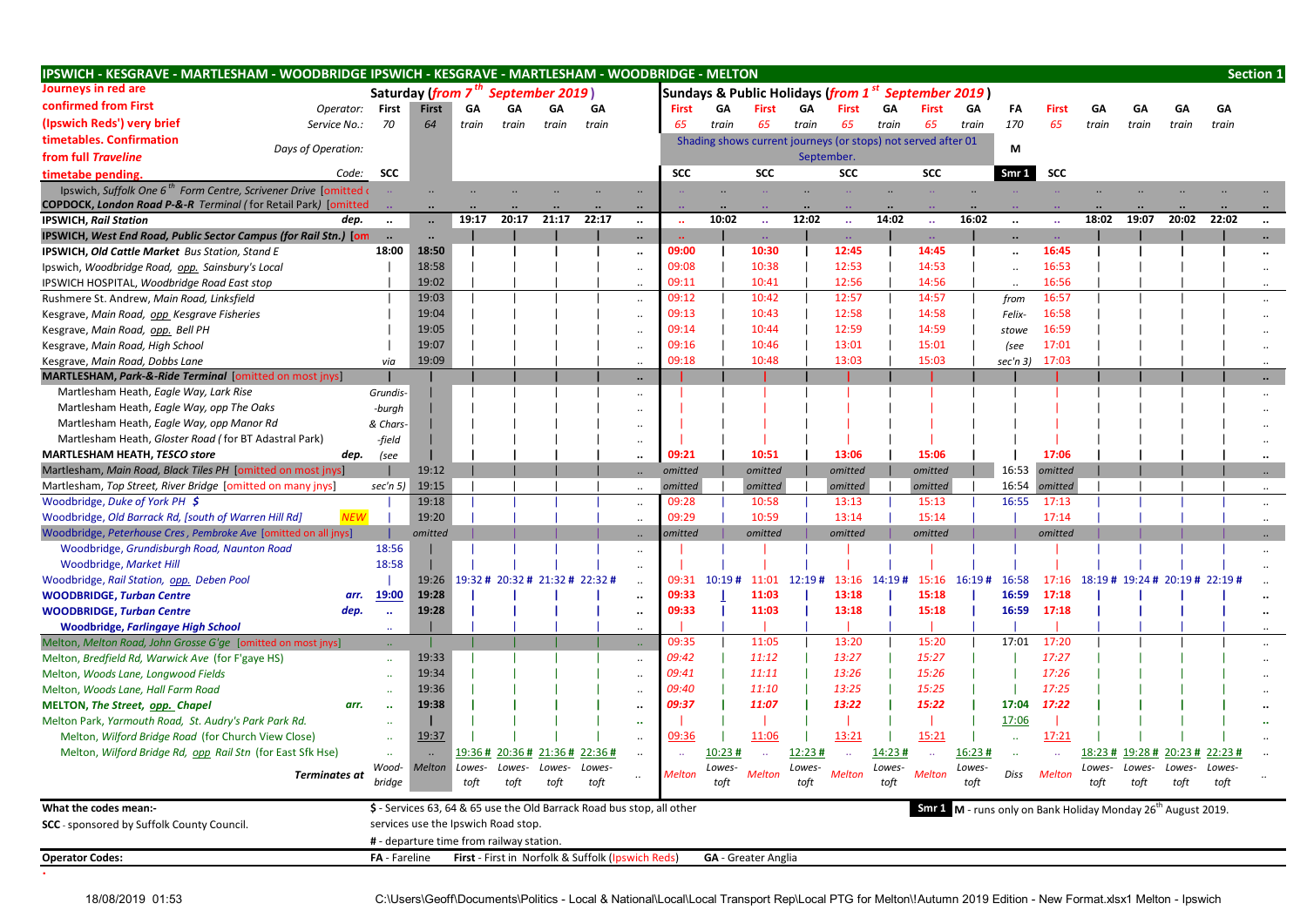## IPSWICH - KESGRAVE - MARTLESHAM - WOODBRIDGE IPSWICH - KESGRAVE - MARTLESHAM - WOODBRIDGE - MELTON

**Section 1**

Journeys in red are confirmed from First (Ipswich Reds') very brief timetables. Confirmation from full *Traveline* timetable pending.

Shading shows current journeys (or stops) not served after 01 September.

| | Saturday (*from 7th September 2019*) | | | | | | | Sundays & Public Holidays (*from 1st September 2019*) | | | | | | | | | | | | | | |
|---|---|---|---|---|---|---|---|---|---|---|---|---|---|---|---|---|---|---|---|---|---|---|
| Operator: | First | First | GA | GA | GA | GA | | First | GA | First | GA | First | GA | First | GA | FA | First | GA | GA | GA | GA | |
| Service No.: | 70 | 64 | train | train | train | train | | 65 | train | 65 | train | 65 | train | 65 | train | 170 | 65 | train | train | train | train | |
| Days of Operation: | | | | | | | | | | | | | | | | M | | | | | | |
| Code: | SCC | | | | | | | SCC | | SCC | | SCC | | SCC | | Smr 1 | SCC | | | | | |
| Ipswich, *Suffolk One 6th Form Centre, Scrivener Drive* [omitted o | .. | .. | .. | .. | .. | .. | .. | .. | .. | .. | .. | .. | .. | .. | .. | .. | .. | .. | .. | .. | .. | .. |
| **COPDOCK, *London Road P-&-R Terminal*** (*for Retail Park*) [omitted | .. | .. | .. | .. | .. | .. | .. | .. | .. | .. | .. | .. | .. | .. | .. | .. | .. | .. | .. | .. | .. | .. |
| **IPSWICH, *Rail Station*** **dep.** | .. | .. | 19:17 | 20:17 | 21:17 | 22:17 | .. | .. | 10:02 | .. | 12:02 | .. | 14:02 | .. | 16:02 | .. | .. | 18:02 | 19:07 | 20:02 | 22:02 | .. |
| **IPSWICH, *West End Road, Public Sector Campus* (for Rail Stn.)** [om | .. | .. | \| | \| | \| | \| | .. | .. | \| | .. | \| | .. | \| | .. | \| | .. | .. | \| | \| | \| | \| | .. |
| **IPSWICH, *Old Cattle Market*** *Bus Station, Stand E* | 18:00 | 18:50 | \| | \| | \| | \| | .. | 09:00 | \| | 10:30 | \| | 12:45 | \| | 14:45 | \| | .. | 16:45 | \| | \| | \| | \| | .. |
| Ipswich, *Woodbridge Road, opp. Sainsbury's Local* | \| | 18:58 | \| | \| | \| | \| | .. | 09:08 | \| | 10:38 | \| | 12:53 | \| | 14:53 | \| | .. | 16:53 | \| | \| | \| | \| | .. |
| IPSWICH HOSPITAL, *Woodbridge Road East stop* | \| | 19:02 | \| | \| | \| | \| | .. | 09:11 | \| | 10:41 | \| | 12:56 | \| | 14:56 | \| | .. | 16:56 | \| | \| | \| | \| | .. |
| Rushmere St. Andrew, *Main Road, Linksfield* | \| | 19:03 | \| | \| | \| | \| | .. | 09:12 | \| | 10:42 | \| | 12:57 | \| | 14:57 | \| | *from* | 16:57 | \| | \| | \| | \| | .. |
| Kesgrave, *Main Road, opp Kesgrave Fisheries* | \| | 19:04 | \| | \| | \| | \| | .. | 09:13 | \| | 10:43 | \| | 12:58 | \| | 14:58 | \| | *Felix-* | 16:58 | \| | \| | \| | \| | .. |
| Kesgrave, *Main Road, opp. Bell PH* | \| | 19:05 | \| | \| | \| | \| | .. | 09:14 | \| | 10:44 | \| | 12:59 | \| | 14:59 | \| | *stowe* | 16:59 | \| | \| | \| | \| | .. |
| Kesgrave, *Main Road, High School* | \| | 19:07 | \| | \| | \| | \| | .. | 09:16 | \| | 10:46 | \| | 13:01 | \| | 15:01 | \| | *(see* | 17:01 | \| | \| | \| | \| | .. |
| Kesgrave, *Main Road, Dobbs Lane* | *via* | 19:09 | \| | \| | \| | \| | .. | 09:18 | \| | 10:48 | \| | 13:03 | \| | 15:03 | \| | *sec'n 3)* | 17:03 | \| | \| | \| | \| | .. |
| **MARTLESHAM, *Park-&-Ride Terminal*** [omitted on most jnys] | \| | \| | \| | \| | \| | \| | .. | \| | \| | \| | \| | \| | \| | \| | \| | \| | \| | \| | \| | \| | \| | .. |
| Martlesham Heath, *Eagle Way, Lark Rise* | *Grundis-* | \| | \| | \| | \| | \| | .. | \| | \| | \| | \| | \| | \| | \| | \| | \| | \| | \| | \| | \| | \| | .. |
| Martlesham Heath, *Eagle Way, opp The Oaks* | *-burgh* | \| | \| | \| | \| | \| | .. | \| | \| | \| | \| | \| | \| | \| | \| | \| | \| | \| | \| | \| | \| | .. |
| Martlesham Heath, *Eagle Way, opp Manor Rd* | *& Chars-* | \| | \| | \| | \| | \| | .. | \| | \| | \| | \| | \| | \| | \| | \| | \| | \| | \| | \| | \| | \| | .. |
| Martlesham Heath, *Gloster Road* (*for BT Adastral Park*) | *-field* | \| | \| | \| | \| | \| | .. | \| | \| | \| | \| | \| | \| | \| | \| | \| | \| | \| | \| | \| | \| | .. |
| **MARTLESHAM HEATH, *TESCO store*** **dep.** | *(see* | \| | \| | \| | \| | \| | .. | 09:21 | \| | 10:51 | \| | 13:06 | \| | 15:06 | \| | \| | 17:06 | \| | \| | \| | \| | .. |
| Martlesham, *Main Road, Black Tiles PH* [omitted on most jnys] | \| | 19:12 | \| | \| | \| | \| | .. | *omitted* | \| | *omitted* | \| | *omitted* | \| | *omitted* | \| | 16:53 | *omitted* | \| | \| | \| | \| | .. |
| Martlesham, *Top Street, River Bridge* [omitted on many jnys] | *sec'n 5)* | 19:15 | \| | \| | \| | \| | .. | *omitted* | \| | *omitted* | \| | *omitted* | \| | *omitted* | \| | 16:54 | *omitted* | \| | \| | \| | \| | .. |
| Woodbridge, *Duke of York PH* $ | \| | 19:18 | \| | \| | \| | \| | .. | 09:28 | \| | 10:58 | \| | 13:13 | \| | 15:13 | \| | 16:55 | 17:13 | \| | \| | \| | \| | .. |
| Woodbridge, *Old Barrack Rd, [south of Warren Hill Rd]* NEW | \| | 19:20 | \| | \| | \| | \| | .. | 09:29 | \| | 10:59 | \| | 13:14 | \| | 15:14 | \| | \| | 17:14 | \| | \| | \| | \| | .. |
| Woodbridge, *Peterhouse Cres*, *Pembroke Ave* [omitted on all jnys] | \| | *omitted* | \| | \| | \| | \| | .. | *omitted* | \| | *omitted* | \| | *omitted* | \| | *omitted* | \| | \| | *omitted* | \| | \| | \| | \| | .. |
| Woodbridge, *Grundisburgh Road, Naunton Road* | 18:56 | \| | \| | \| | \| | \| | .. | \| | \| | \| | \| | \| | \| | \| | \| | \| | \| | \| | \| | \| | \| | .. |
| Woodbridge, *Market Hill* | 18:58 | \| | \| | \| | \| | \| | .. | \| | \| | \| | \| | \| | \| | \| | \| | \| | \| | \| | \| | \| | \| | .. |
| Woodbridge, *Rail Station, opp. Deben Pool* | \| | 19:26 | 19:32 # | 20:32 # | 21:32 # | 22:32 # | .. | 09:31 | 10:19 # | 11:01 | 12:19 # | 13:16 | 14:19 # | 15:16 | 16:19 # | 16:58 | 17:16 | 18:19 # | 19:24 # | 20:19 # | 22:19 # | .. |
| **WOODBRIDGE, *Turban Centre*** **arr.** | **19:00** | **19:28** | \| | \| | \| | \| | .. | **09:33** | \| | **11:03** | \| | **13:18** | \| | **15:18** | \| | **16:59** | **17:18** | \| | \| | \| | \| | .. |
| **WOODBRIDGE, *Turban Centre*** **dep.** | .. | **19:28** | \| | \| | \| | \| | .. | **09:33** | \| | **11:03** | \| | **13:18** | \| | **15:18** | \| | **16:59** | **17:18** | \| | \| | \| | \| | .. |
| ***Woodbridge, Farlingaye High School*** | .. | \| | \| | \| | \| | \| | .. | \| | \| | \| | \| | \| | \| | \| | \| | \| | \| | \| | \| | \| | \| | .. |
| Melton, *Melton Road, John Grosse G'ge* [omitted on most jnys] | .. | \| | \| | \| | \| | \| | .. | 09:35 | \| | 11:05 | \| | 13:20 | \| | 15:20 | \| | 17:01 | 17:20 | \| | \| | \| | \| | .. |
| Melton, *Bredfield Rd, Warwick Ave* (for F'gaye HS) | .. | 19:33 | \| | \| | \| | \| | .. | *09:42* | \| | *11:12* | \| | *13:27* | \| | *15:27* | \| | \| | *17:27* | \| | \| | \| | \| | .. |
| Melton, *Woods Lane, Longwood Fields* | .. | 19:34 | \| | \| | \| | \| | .. | *09:41* | \| | *11:11* | \| | *13:26* | \| | *15:26* | \| | \| | *17:26* | \| | \| | \| | \| | .. |
| Melton, *Woods Lane, Hall Farm Road* | .. | 19:36 | \| | \| | \| | \| | .. | *09:40* | \| | *11:10* | \| | *13:25* | \| | *15:25* | \| | \| | *17:25* | \| | \| | \| | \| | .. |
| **MELTON, *The Street, opp. Chapel*** **arr.** | .. | **19:38** | \| | \| | \| | \| | .. | ***09:37*** | \| | ***11:07*** | \| | ***13:22*** | \| | ***15:22*** | \| | **17:04** | ***17:22*** | \| | \| | \| | \| | .. |
| Melton Park, *Yarmouth Road, St. Audry's Park Park Rd.* | .. | \| | \| | \| | \| | \| | .. | \| | \| | \| | \| | \| | \| | \| | \| | 17:06 | \| | \| | \| | \| | \| | .. |
| Melton, *Wilford Bridge Road* (for Church View Close) | .. | 19:37 | \| | \| | \| | \| | .. | 09:36 | \| | 11:06 | \| | 13:21 | \| | 15:21 | \| | .. | 17:21 | \| | \| | \| | \| | .. |
| Melton, *Wilford Bridge Rd, opp Rail Stn* (for East Sfk Hse) | .. | .. | 19:36 # | 20:36 # | 21:36 # | 22:36 # | .. | .. | 10:23 # | .. | 12:23 # | .. | 14:23 # | .. | 16:23 # | .. | .. | 18:23 # | 19:28 # | 20:23 # | 22:23 # | .. |
| **Terminates at** | *Wood-bridge* | *Melton* | *Lowes-toft* | *Lowes-toft* | *Lowes-toft* | *Lowes-toft* | .. | *Melton* | *Lowes-toft* | *Melton* | *Lowes-toft* | *Melton* | *Lowes-toft* | *Melton* | *Lowes-toft* | *Diss* | *Melton* | *Lowes-toft* | *Lowes-toft* | *Lowes-toft* | *Lowes-toft* | .. |

**What the codes mean:-**

**SCC** - sponsored by Suffolk County Council.

**$** - Services 63, 64 & 65 use the Old Barrack Road bus stop, all other services use the Ipswich Road stop.

**#** - departure time from railway station.

**Smr 1** **M** - runs only on Bank Holiday Monday 26th August 2019.

**Operator Codes:**

**FA** - Fareline   **First** - First in Norfolk & Suffolk (Ipswich Reds)   **GA** - Greater Anglia

18/08/2019 01:53   C:\Users\Geoff\Documents\Politics - Local & National\Local\Local Transport Rep\Local PTG for Melton\!Autumn 2019 Edition - New Format.xlsx1 Melton - Ipswich